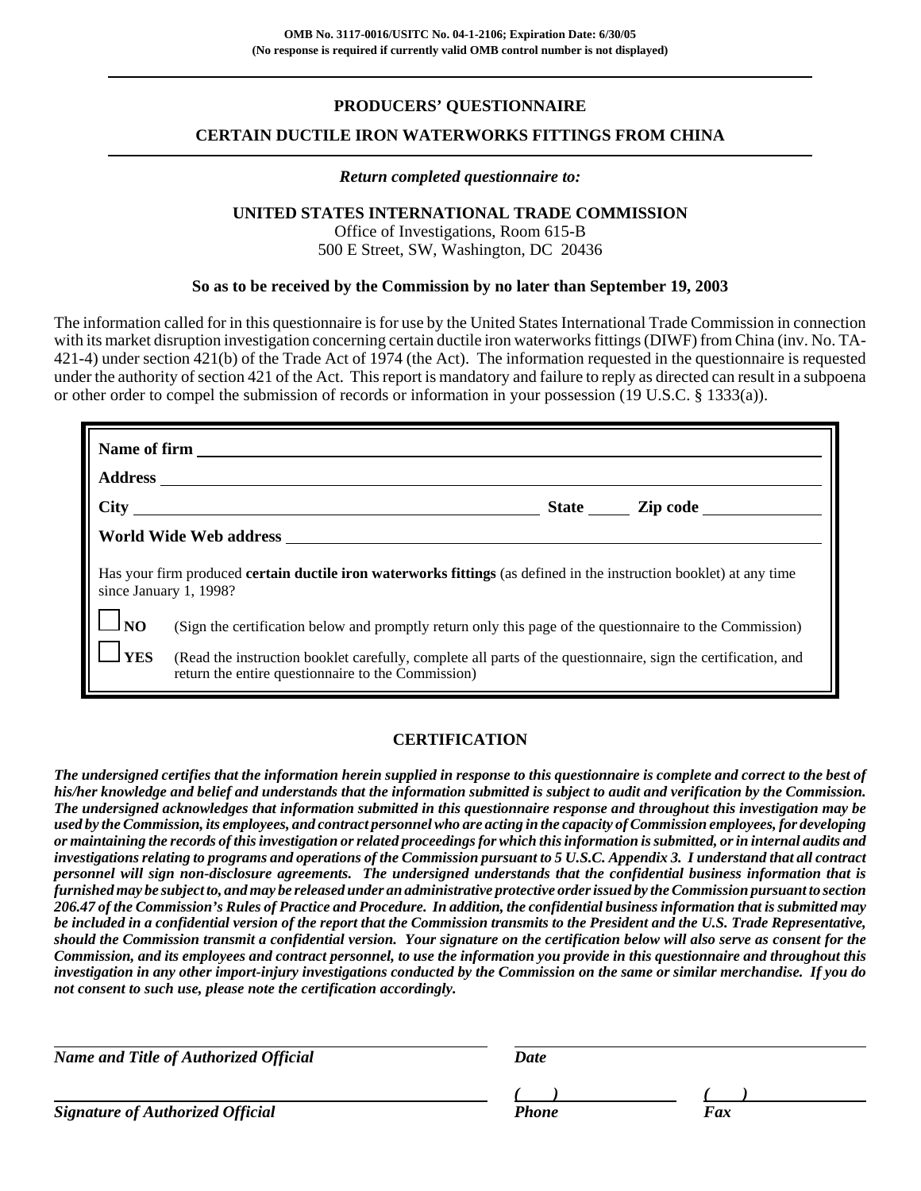OMB No. 3117-0016/USITC No. 04-1-2106; Expiration Date: 6/30/05
(No response is required if currently valid OMB control number is not displayed)

---

# PRODUCERS' QUESTIONNAIRE

## CERTAIN DUCTILE IRON WATERWORKS FITTINGS FROM CHINA

---

*Return completed questionnaire to:*

**UNITED STATES INTERNATIONAL TRADE COMMISSION**
Office of Investigations, Room 615-B
500 E Street, SW, Washington, DC 20436

**So as to be received by the Commission by no later than September 19, 2003**

The information called for in this questionnaire is for use by the United States International Trade Commission in connection with its market disruption investigation concerning certain ductile iron waterworks fittings (DIWF) from China (inv. No. TA-421-4) under section 421(b) of the Trade Act of 1974 (the Act). The information requested in the questionnaire is requested under the authority of section 421 of the Act. This report is mandatory and failure to reply as directed can result in a subpoena or other order to compel the submission of records or information in your possession (19 U.S.C. § 1333(a)).

**Name of firm** ______________________________

**Address** ______________________________

**City** ______________________ **State** _____ **Zip code** __________

**World Wide Web address** ______________________________

Has your firm produced **certain ductile iron waterworks fittings** (as defined in the instruction booklet) at any time since January 1, 1998?

☐ **NO** (Sign the certification below and promptly return only this page of the questionnaire to the Commission)

☐ **YES** (Read the instruction booklet carefully, complete all parts of the questionnaire, sign the certification, and return the entire questionnaire to the Commission)

## CERTIFICATION

***The undersigned certifies that the information herein supplied in response to this questionnaire is complete and correct to the best of his/her knowledge and belief and understands that the information submitted is subject to audit and verification by the Commission. The undersigned acknowledges that information submitted in this questionnaire response and throughout this investigation may be used by the Commission, its employees, and contract personnel who are acting in the capacity of Commission employees, for developing or maintaining the records of this investigation or related proceedings for which this information is submitted, or in internal audits and investigations relating to programs and operations of the Commission pursuant to 5 U.S.C. Appendix 3. I understand that all contract personnel will sign non-disclosure agreements. The undersigned understands that the confidential business information that is furnished may be subject to, and may be released under an administrative protective order issued by the Commission pursuant to section 206.47 of the Commission's Rules of Practice and Procedure. In addition, the confidential business information that is submitted may be included in a confidential version of the report that the Commission transmits to the President and the U.S. Trade Representative, should the Commission transmit a confidential version. Your signature on the certification below will also serve as consent for the Commission, and its employees and contract personnel, to use the information you provide in this questionnaire and throughout this investigation in any other import-injury investigations conducted by the Commission on the same or similar merchandise. If you do not consent to such use, please note the certification accordingly.***

______________________________ ______________________________
***Name and Title of Authorized Official*** ***Date***

______________________________ ***(    )*** ______________ ***(    )*** ______________
***Signature of Authorized Official*** ***Phone*** ***Fax***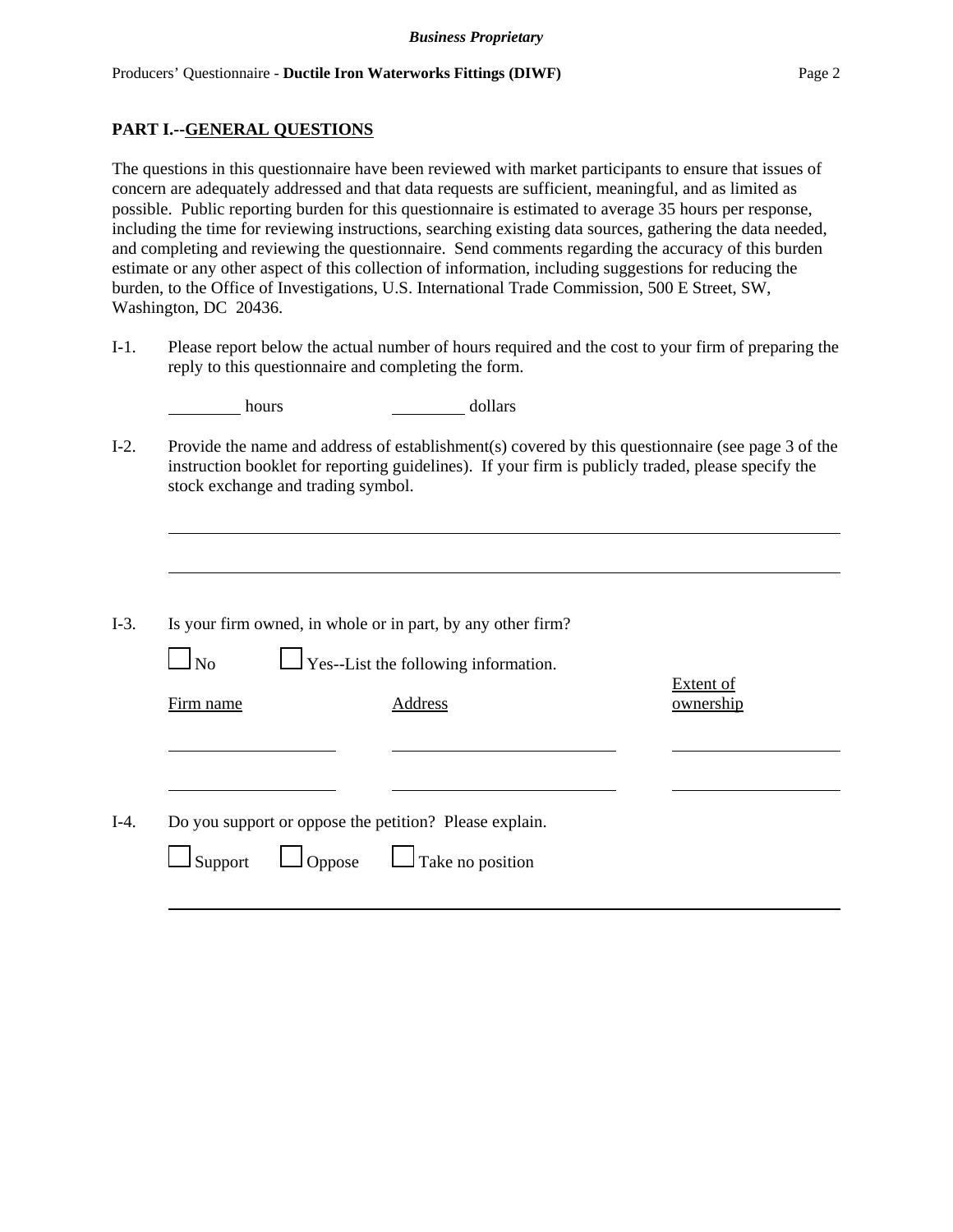**PART I.--GENERAL QUESTIONS**

The questions in this questionnaire have been reviewed with market participants to ensure that issues of concern are adequately addressed and that data requests are sufficient, meaningful, and as limited as possible. Public reporting burden for this questionnaire is estimated to average 35 hours per response, including the time for reviewing instructions, searching existing data sources, gathering the data needed, and completing and reviewing the questionnaire. Send comments regarding the accuracy of this burden estimate or any other aspect of this collection of information, including suggestions for reducing the burden, to the Office of Investigations, U.S. International Trade Commission, 500 E Street, SW, Washington, DC 20436.

I-1. Please report below the actual number of hours required and the cost to your firm of preparing the reply to this questionnaire and completing the form.

________ hours ________ dollars

I-2. Provide the name and address of establishment(s) covered by this questionnaire (see page 3 of the instruction booklet for reporting guidelines). If your firm is publicly traded, please specify the stock exchange and trading symbol.

______________________________________________________________________

______________________________________________________________________

I-3. Is your firm owned, in whole or in part, by any other firm?

☐ No ☐ Yes--List the following information.

| Firm name | Address | Extent of ownership |
|---|---|---|
| | | |
| | | |

I-4. Do you support or oppose the petition? Please explain.

☐ Support ☐ Oppose ☐ Take no position

______________________________________________________________________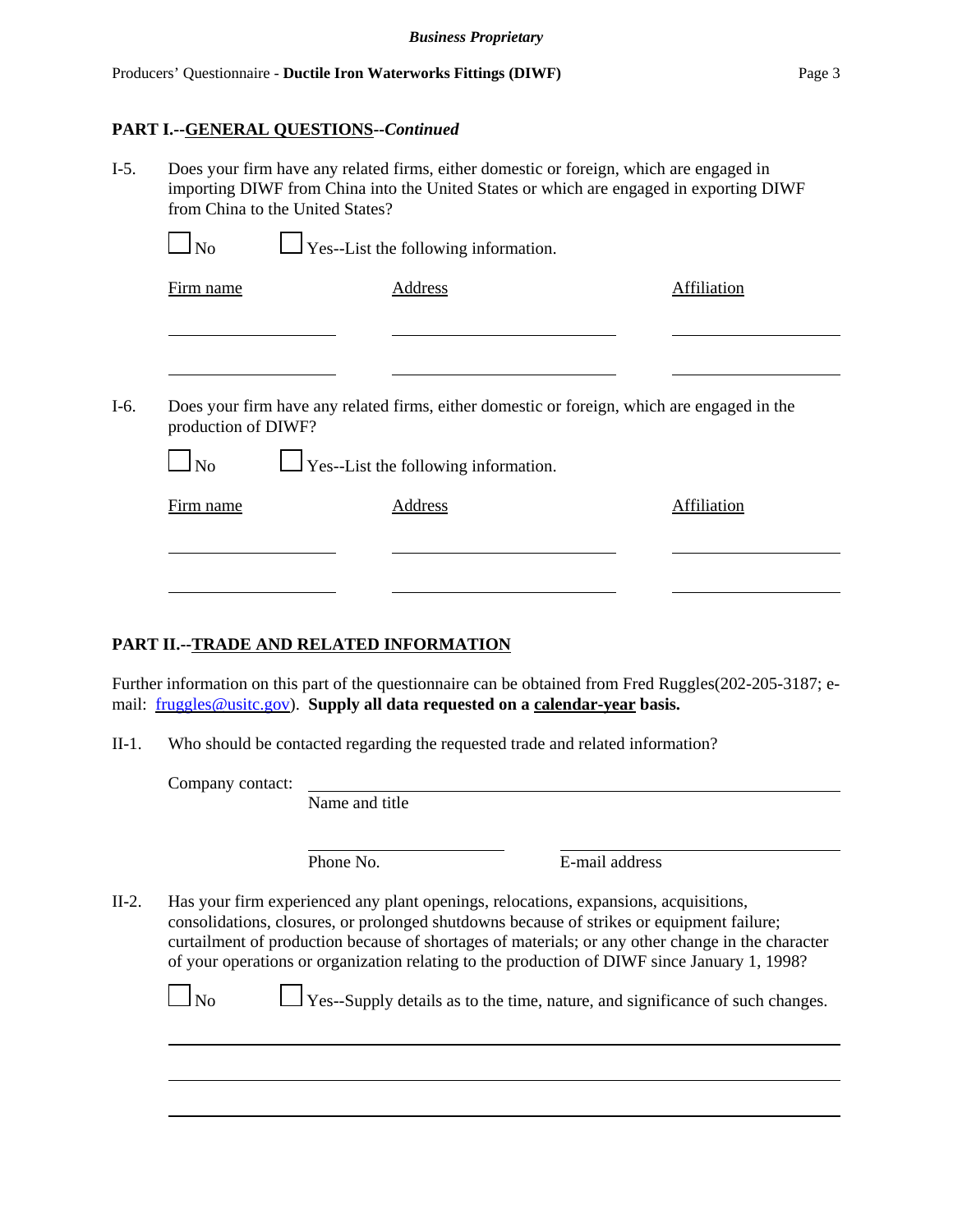## PART I.--GENERAL QUESTIONS--*Continued*

I-5. Does your firm have any related firms, either domestic or foreign, which are engaged in importing DIWF from China into the United States or which are engaged in exporting DIWF from China to the United States?

☐ No ☐ Yes--List the following information.

| Firm name | Address | Affiliation |
|---|---|---|
| | | |
| | | |

I-6. Does your firm have any related firms, either domestic or foreign, which are engaged in the production of DIWF?

☐ No ☐ Yes--List the following information.

| Firm name | Address | Affiliation |
|---|---|---|
| | | |
| | | |

## PART II.--TRADE AND RELATED INFORMATION

Further information on this part of the questionnaire can be obtained from Fred Ruggles(202-205-3187; e-mail: fruggles@usitc.gov). **Supply all data requested on a calendar-year basis.**

II-1. Who should be contacted regarding the requested trade and related information?

Company contact: ______________________________
Name and title

______________________ ______________________
Phone No. E-mail address

II-2. Has your firm experienced any plant openings, relocations, expansions, acquisitions, consolidations, closures, or prolonged shutdowns because of strikes or equipment failure; curtailment of production because of shortages of materials; or any other change in the character of your operations or organization relating to the production of DIWF since January 1, 1998?

☐ No ☐ Yes--Supply details as to the time, nature, and significance of such changes.

______________________________

______________________________

______________________________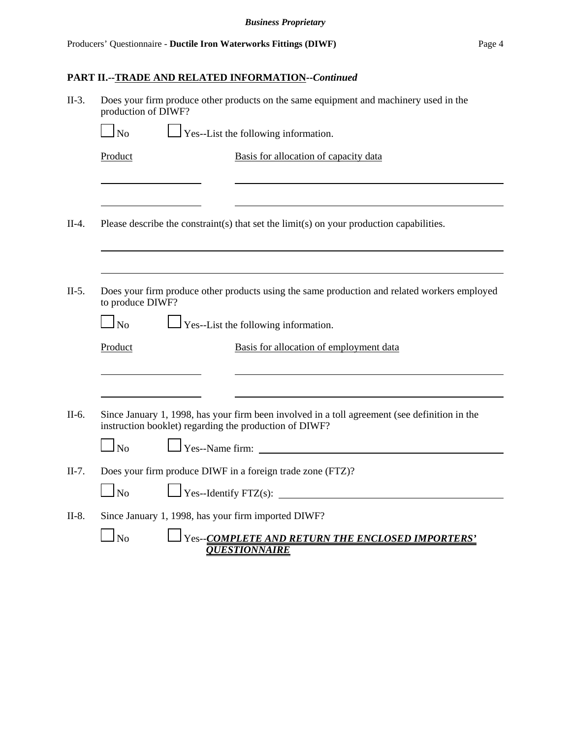## PART II.--TRADE AND RELATED INFORMATION--*Continued*

II-3. Does your firm produce other products on the same equipment and machinery used in the production of DIWF?

☐ No ☐ Yes--List the following information.

| Product | Basis for allocation of capacity data |
|---|---|
| | |
| | |

II-4. Please describe the constraint(s) that set the limit(s) on your production capabilities.

\_\_\_\_\_\_\_\_\_\_\_\_\_\_\_\_\_\_\_\_\_\_\_\_\_\_\_\_\_\_\_\_\_\_\_\_\_\_\_\_\_\_\_\_\_\_\_\_\_\_\_\_\_\_\_\_

\_\_\_\_\_\_\_\_\_\_\_\_\_\_\_\_\_\_\_\_\_\_\_\_\_\_\_\_\_\_\_\_\_\_\_\_\_\_\_\_\_\_\_\_\_\_\_\_\_\_\_\_\_\_\_\_

II-5. Does your firm produce other products using the same production and related workers employed to produce DIWF?

☐ No ☐ Yes--List the following information.

| Product | Basis for allocation of employment data |
|---|---|
| | |
| | |

II-6. Since January 1, 1998, has your firm been involved in a toll agreement (see definition in the instruction booklet) regarding the production of DIWF?

☐ No ☐ Yes--Name firm: \_\_\_\_\_\_\_\_\_\_\_\_\_\_\_\_\_\_\_\_\_\_\_\_\_\_\_\_\_\_

II-7. Does your firm produce DIWF in a foreign trade zone (FTZ)?

☐ No ☐ Yes--Identify FTZ(s): \_\_\_\_\_\_\_\_\_\_\_\_\_\_\_\_\_\_\_\_\_\_\_\_\_\_\_\_\_\_

II-8. Since January 1, 1998, has your firm imported DIWF?

☐ No ☐ Yes--***COMPLETE AND RETURN THE ENCLOSED IMPORTERS' QUESTIONNAIRE***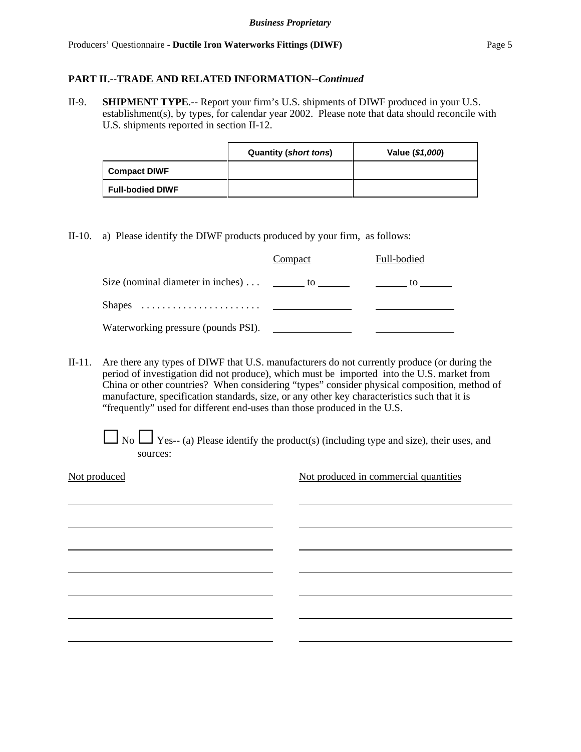## PART II.--TRADE AND RELATED INFORMATION--*Continued*

II-9. **SHIPMENT TYPE**.-- Report your firm's U.S. shipments of DIWF produced in your U.S. establishment(s), by types, for calendar year 2002. Please note that data should reconcile with U.S. shipments reported in section II-12.

| | Quantity (*short tons*) | Value (*$1,000*) |
|---|---|---|
| **Compact DIWF** | | |
| **Full-bodied DIWF** | | |

II-10. a) Please identify the DIWF products produced by your firm, as follows:

| | Compact | Full-bodied |
|---|---|---|
| Size (nominal diameter in inches) . . . | ______ to ______ | ______ to ______ |
| Shapes . . . . . . . . . . . . . . . . . . . . . . . | ______________ | ______________ |
| Waterworking pressure (pounds PSI). | ______________ | ______________ |

II-11. Are there any types of DIWF that U.S. manufacturers do not currently produce (or during the period of investigation did not produce), which must be imported into the U.S. market from China or other countries? When considering "types" consider physical composition, method of manufacture, specification standards, size, or any other key characteristics such that it is "frequently" used for different end-uses than those produced in the U.S.

☐ No ☐ Yes-- (a) Please identify the product(s) (including type and size), their uses, and sources:

| Not produced | Not produced in commercial quantities |
|---|---|
| | |
| | |
| | |
| | |
| | |
| | |
| | |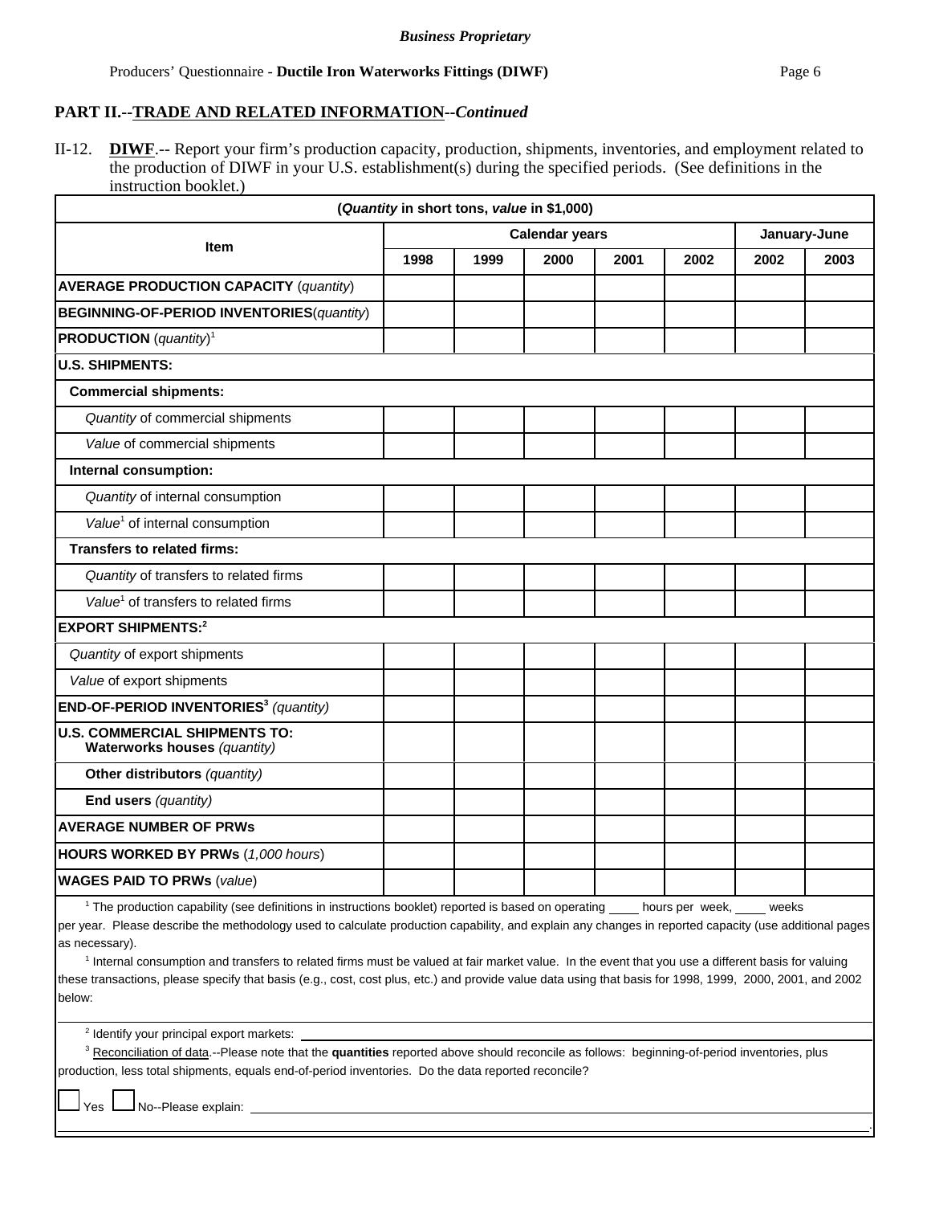## PART II.--TRADE AND RELATED INFORMATION--*Continued*

II-12. **DIWF**.-- Report your firm's production capacity, production, shipments, inventories, and employment related to the production of DIWF in your U.S. establishment(s) during the specified periods. (See definitions in the instruction booklet.)

| (*Quantity* in short tons, *value* in $1,000) | | | | | | | |
|---|---|---|---|---|---|---|---|
| Item | Calendar years | | | | | January-June | |
| | 1998 | 1999 | 2000 | 2001 | 2002 | 2002 | 2003 |
| **AVERAGE PRODUCTION CAPACITY** (*quantity*) | | | | | | | |
| **BEGINNING-OF-PERIOD INVENTORIES**(*quantity*) | | | | | | | |
| **PRODUCTION** (*quantity*)[1] | | | | | | | |
| **U.S. SHIPMENTS:** | | | | | | | |
| **Commercial shipments:** | | | | | | | |
| *Quantity* of commercial shipments | | | | | | | |
| *Value* of commercial shipments | | | | | | | |
| **Internal consumption:** | | | | | | | |
| *Quantity* of internal consumption | | | | | | | |
| *Value*[1] of internal consumption | | | | | | | |
| **Transfers to related firms:** | | | | | | | |
| *Quantity* of transfers to related firms | | | | | | | |
| *Value*[1] of transfers to related firms | | | | | | | |
| **EXPORT SHIPMENTS:**[2] | | | | | | | |
| *Quantity* of export shipments | | | | | | | |
| *Value* of export shipments | | | | | | | |
| **END-OF-PERIOD INVENTORIES**[3] *(quantity)* | | | | | | | |
| **U.S. COMMERCIAL SHIPMENTS TO: Waterworks houses** *(quantity)* | | | | | | | |
| **Other distributors** *(quantity)* | | | | | | | |
| **End users** *(quantity)* | | | | | | | |
| **AVERAGE NUMBER OF PRWs** | | | | | | | |
| **HOURS WORKED BY PRWs** (*1,000 hours*) | | | | | | | |
| **WAGES PAID TO PRWs** (*value*) | | | | | | | |

[1] The production capability (see definitions in instructions booklet) reported is based on operating ____ hours per week, ____ weeks per year. Please describe the methodology used to calculate production capability, and explain any changes in reported capacity (use additional pages as necessary).

[1] Internal consumption and transfers to related firms must be valued at fair market value. In the event that you use a different basis for valuing these transactions, please specify that basis (e.g., cost, cost plus, etc.) and provide value data using that basis for 1998, 1999, 2000, 2001, and 2002 below:

______________________________________________________________________

[2] Identify your principal export markets: ______________________________________________________________________

[3] Reconciliation of data.--Please note that the **quantities** reported above should reconcile as follows: beginning-of-period inventories, plus production, less total shipments, equals end-of-period inventories. Do the data reported reconcile?

☐ Yes ☐ No--Please explain: ______________________________________________________________________

______________________________________________________________________.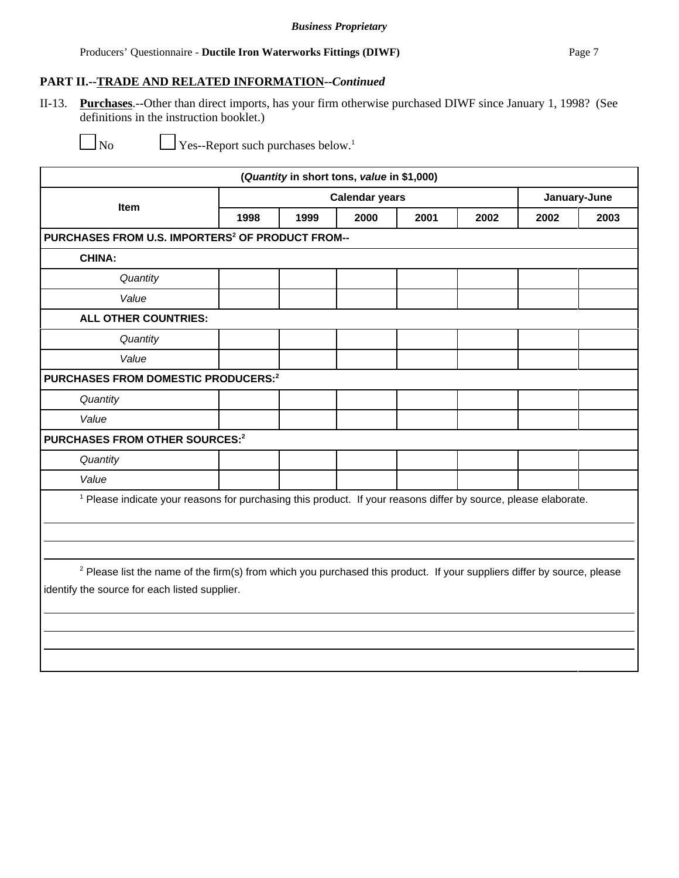**Business Proprietary**

## PART II.--TRADE AND RELATED INFORMATION--*Continued*

II-13. **Purchases**.--Other than direct imports, has your firm otherwise purchased DIWF since January 1, 1998? (See definitions in the instruction booklet.)

☐ No ☐ Yes--Report such purchases below.[1]

| (*Quantity* in short tons, *value* in $1,000) | | | | | | | |
|---|---|---|---|---|---|---|---|
| Item | Calendar years | | | | | January-June | |
| | 1998 | 1999 | 2000 | 2001 | 2002 | 2002 | 2003 |
| **PURCHASES FROM U.S. IMPORTERS[2] OF PRODUCT FROM--** | | | | | | | |
| **CHINA:** | | | | | | | |
| *Quantity* | | | | | | | |
| *Value* | | | | | | | |
| **ALL OTHER COUNTRIES:** | | | | | | | |
| *Quantity* | | | | | | | |
| *Value* | | | | | | | |
| **PURCHASES FROM DOMESTIC PRODUCERS:[2]** | | | | | | | |
| *Quantity* | | | | | | | |
| *Value* | | | | | | | |
| **PURCHASES FROM OTHER SOURCES:[2]** | | | | | | | |
| *Quantity* | | | | | | | |
| *Value* | | | | | | | |

[1] Please indicate your reasons for purchasing this product. If your reasons differ by source, please elaborate.

______________________________________________________________________

______________________________________________________________________

______________________________________________________________________

[2] Please list the name of the firm(s) from which you purchased this product. If your suppliers differ by source, please identify the source for each listed supplier.

______________________________________________________________________

______________________________________________________________________

______________________________________________________________________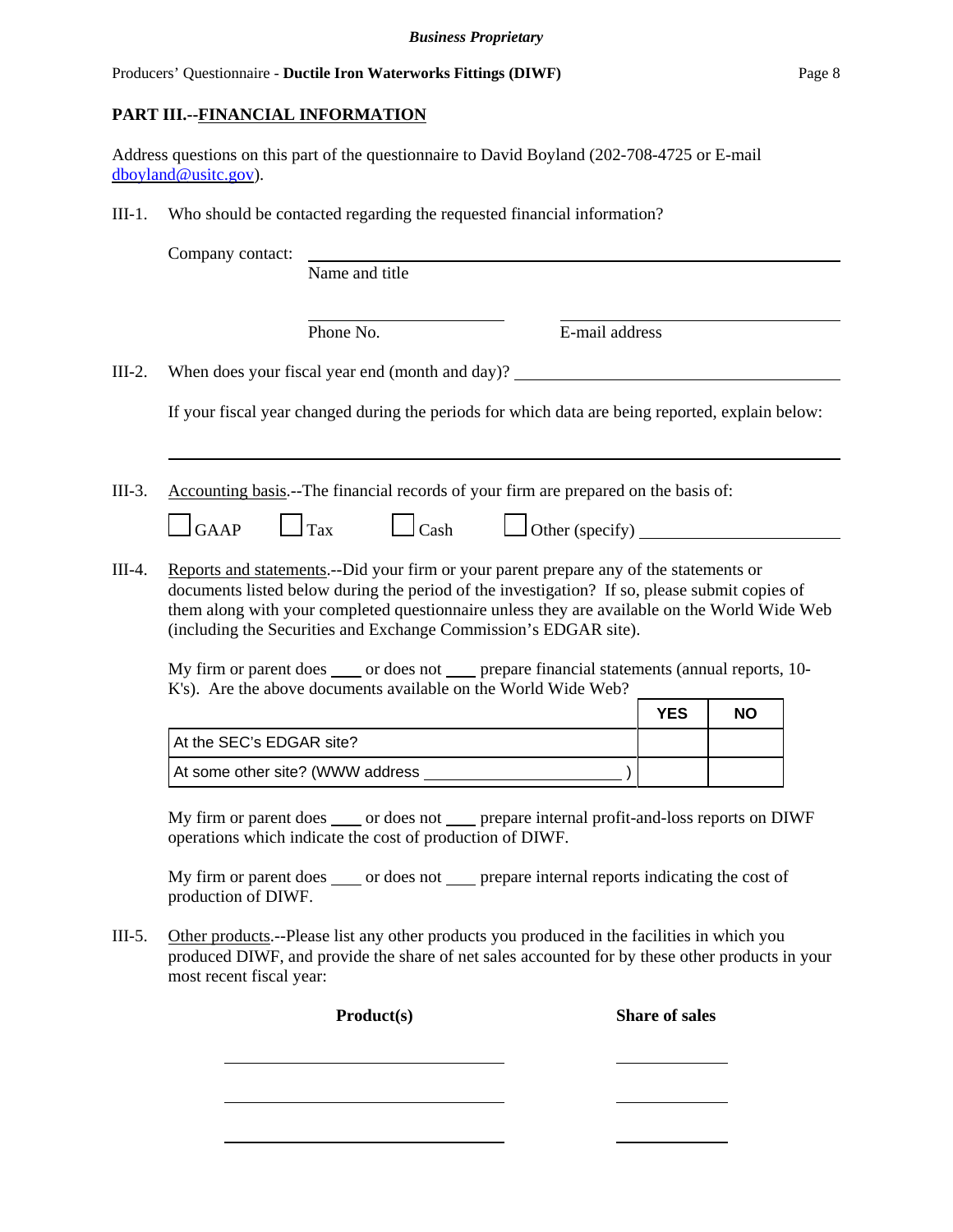## PART III.--FINANCIAL INFORMATION

Address questions on this part of the questionnaire to David Boyland (202-708-4725 or E-mail dboyland@usitc.gov).

III-1. Who should be contacted regarding the requested financial information?

Company contact: ______________________________________________
Name and title

____________________ ____________________
Phone No. E-mail address

III-2. When does your fiscal year end (month and day)? ____________________

If your fiscal year changed during the periods for which data are being reported, explain below:

______________________________________________

III-3. Accounting basis.--The financial records of your firm are prepared on the basis of:

☐ GAAP ☐ Tax ☐ Cash ☐ Other (specify) ____________________

III-4. Reports and statements.--Did your firm or your parent prepare any of the statements or documents listed below during the period of the investigation? If so, please submit copies of them along with your completed questionnaire unless they are available on the World Wide Web (including the Securities and Exchange Commission's EDGAR site).

My firm or parent does ____ or does not ____ prepare financial statements (annual reports, 10-K's). Are the above documents available on the World Wide Web?

| | YES | NO |
|---|---|---|
| At the SEC's EDGAR site? | | |
| At some other site? (WWW address ____________________ ) | | |

My firm or parent does ____ or does not ____ prepare internal profit-and-loss reports on DIWF operations which indicate the cost of production of DIWF.

My firm or parent does ____ or does not ____ prepare internal reports indicating the cost of production of DIWF.

III-5. Other products.--Please list any other products you produced in the facilities in which you produced DIWF, and provide the share of net sales accounted for by these other products in your most recent fiscal year:

| **Product(s)** | **Share of sales** |
|---|---|
| | |
| | |
| | |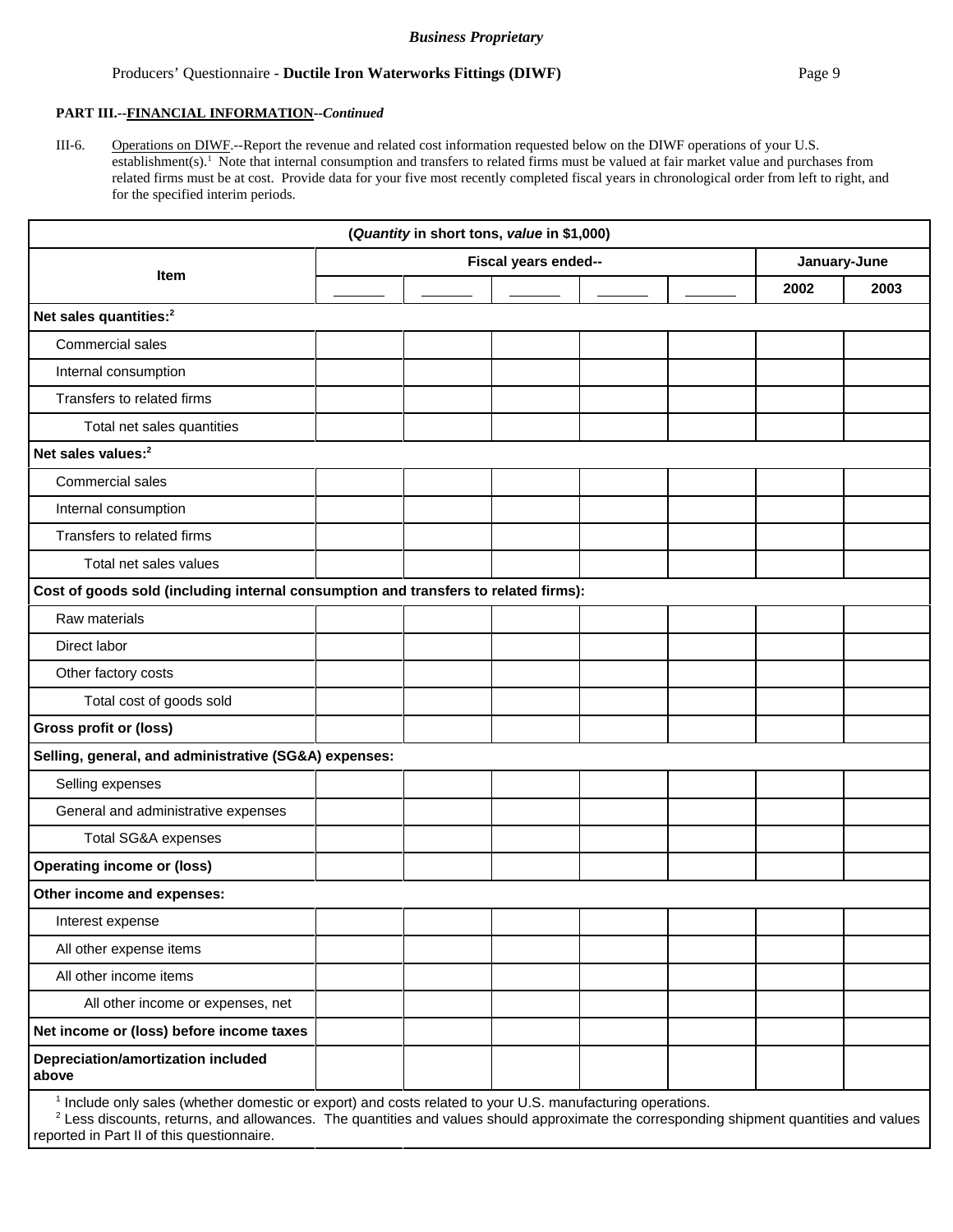**PART III.--FINANCIAL INFORMATION--*Continued***

III-6. Operations on DIWF.--Report the revenue and related cost information requested below on the DIWF operations of your U.S. establishment(s).[1] Note that internal consumption and transfers to related firms must be valued at fair market value and purchases from related firms must be at cost. Provide data for your five most recently completed fiscal years in chronological order from left to right, and for the specified interim periods.

| (*Quantity* in short tons, *value* in $1,000) | | | | | | | |
|---|---|---|---|---|---|---|---|
| **Item** | **Fiscal years ended--** | | | | | **January-June** | |
| | ______ | ______ | ______ | ______ | ______ | **2002** | **2003** |
| **Net sales quantities:**[2] | | | | | | | |
| Commercial sales | | | | | | | |
| Internal consumption | | | | | | | |
| Transfers to related firms | | | | | | | |
| Total net sales quantities | | | | | | | |
| **Net sales values:**[2] | | | | | | | |
| Commercial sales | | | | | | | |
| Internal consumption | | | | | | | |
| Transfers to related firms | | | | | | | |
| Total net sales values | | | | | | | |
| **Cost of goods sold (including internal consumption and transfers to related firms):** | | | | | | | |
| Raw materials | | | | | | | |
| Direct labor | | | | | | | |
| Other factory costs | | | | | | | |
| Total cost of goods sold | | | | | | | |
| **Gross profit or (loss)** | | | | | | | |
| **Selling, general, and administrative (SG&A) expenses:** | | | | | | | |
| Selling expenses | | | | | | | |
| General and administrative expenses | | | | | | | |
| Total SG&A expenses | | | | | | | |
| **Operating income or (loss)** | | | | | | | |
| **Other income and expenses:** | | | | | | | |
| Interest expense | | | | | | | |
| All other expense items | | | | | | | |
| All other income items | | | | | | | |
| All other income or expenses, net | | | | | | | |
| **Net income or (loss) before income taxes** | | | | | | | |
| **Depreciation/amortization included above** | | | | | | | |

[1] Include only sales (whether domestic or export) and costs related to your U.S. manufacturing operations.
[2] Less discounts, returns, and allowances. The quantities and values should approximate the corresponding shipment quantities and values reported in Part II of this questionnaire.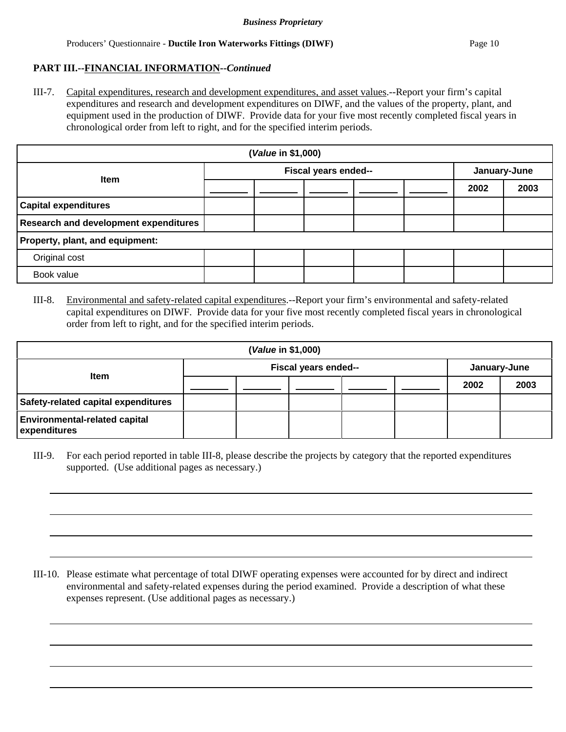**Business Proprietary**

## PART III.--FINANCIAL INFORMATION--*Continued*

III-7. Capital expenditures, research and development expenditures, and asset values.--Report your firm's capital expenditures and research and development expenditures on DIWF, and the values of the property, plant, and equipment used in the production of DIWF. Provide data for your five most recently completed fiscal years in chronological order from left to right, and for the specified interim periods.

| (*Value* in $1,000) | | | | | | | |
|---|---|---|---|---|---|---|---|
| **Item** | **Fiscal years ended--** | | | | | **January-June** | |
| | _______ | _______ | _______ | _______ | _______ | **2002** | **2003** |
| **Capital expenditures** | | | | | | | |
| **Research and development expenditures** | | | | | | | |
| **Property, plant, and equipment:** | | | | | | | |
| Original cost | | | | | | | |
| Book value | | | | | | | |

III-8. Environmental and safety-related capital expenditures.--Report your firm's environmental and safety-related capital expenditures on DIWF. Provide data for your five most recently completed fiscal years in chronological order from left to right, and for the specified interim periods.

| (*Value* in $1,000) | | | | | | | |
|---|---|---|---|---|---|---|---|
| **Item** | **Fiscal years ended--** | | | | | **January-June** | |
| | _______ | _______ | _______ | _______ | _______ | **2002** | **2003** |
| **Safety-related capital expenditures** | | | | | | | |
| **Environmental-related capital expenditures** | | | | | | | |

III-9. For each period reported in table III-8, please describe the projects by category that the reported expenditures supported. (Use additional pages as necessary.)

_______________________________________________________________________________

_______________________________________________________________________________

_______________________________________________________________________________

_______________________________________________________________________________

III-10. Please estimate what percentage of total DIWF operating expenses were accounted for by direct and indirect environmental and safety-related expenses during the period examined. Provide a description of what these expenses represent. (Use additional pages as necessary.)

_______________________________________________________________________________

_______________________________________________________________________________

_______________________________________________________________________________

_______________________________________________________________________________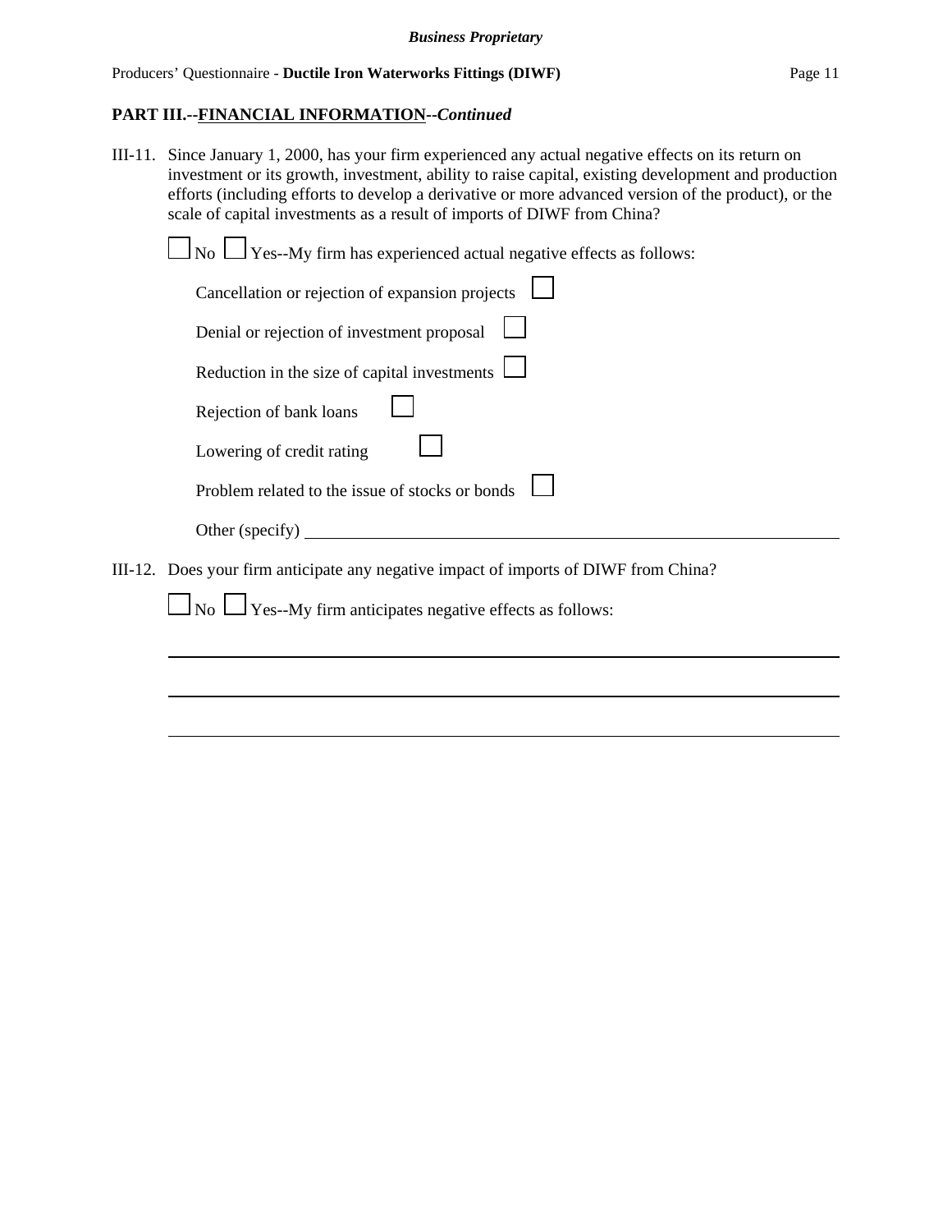## PART III.--FINANCIAL INFORMATION--*Continued*

III-11. Since January 1, 2000, has your firm experienced any actual negative effects on its return on investment or its growth, investment, ability to raise capital, existing development and production efforts (including efforts to develop a derivative or more advanced version of the product), or the scale of capital investments as a result of imports of DIWF from China?

☐ No ☐ Yes--My firm has experienced actual negative effects as follows:

Cancellation or rejection of expansion projects ☐

Denial or rejection of investment proposal ☐

Reduction in the size of capital investments ☐

Rejection of bank loans ☐

Lowering of credit rating ☐

Problem related to the issue of stocks or bonds ☐

Other (specify) ____________________________________________

III-12. Does your firm anticipate any negative impact of imports of DIWF from China?

☐ No ☐ Yes--My firm anticipates negative effects as follows:

______________________________________________________________

______________________________________________________________

______________________________________________________________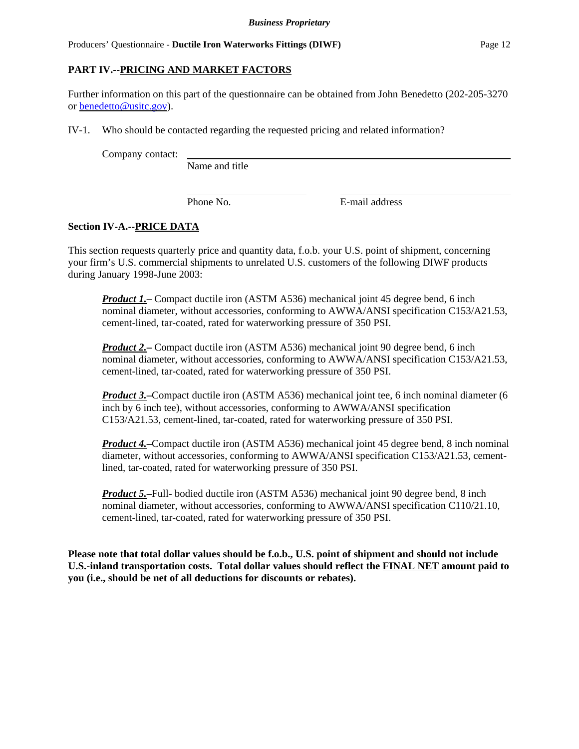## PART IV.--PRICING AND MARKET FACTORS

Further information on this part of the questionnaire can be obtained from John Benedetto (202-205-3270 or benedetto@usitc.gov).

IV-1. Who should be contacted regarding the requested pricing and related information?

Company contact: ______________________________________________
Name and title

______________________ ______________________
Phone No. E-mail address

### Section IV-A.--PRICE DATA

This section requests quarterly price and quantity data, f.o.b. your U.S. point of shipment, concerning your firm's U.S. commercial shipments to unrelated U.S. customers of the following DIWF products during January 1998-June 2003:

***Product 1.*** **–** Compact ductile iron (ASTM A536) mechanical joint 45 degree bend, 6 inch nominal diameter, without accessories, conforming to AWWA/ANSI specification C153/A21.53, cement-lined, tar-coated, rated for waterworking pressure of 350 PSI.

***Product 2.*** **–** Compact ductile iron (ASTM A536) mechanical joint 90 degree bend, 6 inch nominal diameter, without accessories, conforming to AWWA/ANSI specification C153/A21.53, cement-lined, tar-coated, rated for waterworking pressure of 350 PSI.

***Product 3.*** **–**Compact ductile iron (ASTM A536) mechanical joint tee, 6 inch nominal diameter (6 inch by 6 inch tee), without accessories, conforming to AWWA/ANSI specification C153/A21.53, cement-lined, tar-coated, rated for waterworking pressure of 350 PSI.

***Product 4.*** **–**Compact ductile iron (ASTM A536) mechanical joint 45 degree bend, 8 inch nominal diameter, without accessories, conforming to AWWA/ANSI specification C153/A21.53, cement-lined, tar-coated, rated for waterworking pressure of 350 PSI.

***Product 5.*** **–**Full- bodied ductile iron (ASTM A536) mechanical joint 90 degree bend, 8 inch nominal diameter, without accessories, conforming to AWWA/ANSI specification C110/21.10, cement-lined, tar-coated, rated for waterworking pressure of 350 PSI.

**Please note that total dollar values should be f.o.b., U.S. point of shipment and should not include U.S.-inland transportation costs. Total dollar values should reflect the FINAL NET amount paid to you (i.e., should be net of all deductions for discounts or rebates).**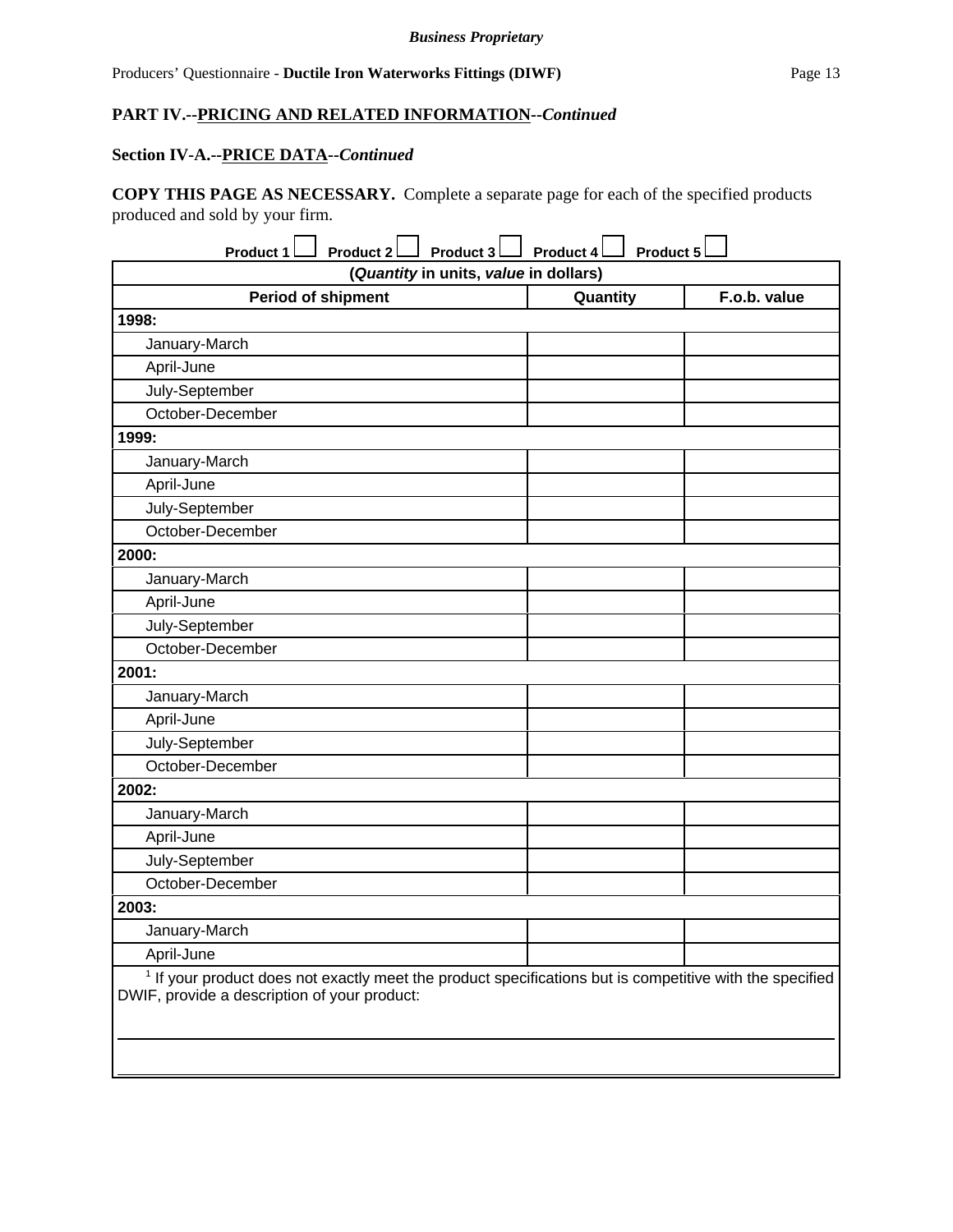*Business Proprietary*

**PART IV.--PRICING AND RELATED INFORMATION--*Continued***

**Section IV-A.--PRICE DATA--*Continued***

**COPY THIS PAGE AS NECESSARY.** Complete a separate page for each of the specified products produced and sold by your firm.

**Product 1** ☐ **Product 2** ☐ **Product 3** ☐ **Product 4** ☐ **Product 5** ☐

| (*Quantity* in units, *value* in dollars) | | |
|---|---|---|
| **Period of shipment** | **Quantity** | **F.o.b. value** |
| **1998:** | | |
| January-March | | |
| April-June | | |
| July-September | | |
| October-December | | |
| **1999:** | | |
| January-March | | |
| April-June | | |
| July-September | | |
| October-December | | |
| **2000:** | | |
| January-March | | |
| April-June | | |
| July-September | | |
| October-December | | |
| **2001:** | | |
| January-March | | |
| April-June | | |
| July-September | | |
| October-December | | |
| **2002:** | | |
| January-March | | |
| April-June | | |
| July-September | | |
| October-December | | |
| **2003:** | | |
| January-March | | |
| April-June | | |

[1] If your product does not exactly meet the product specifications but is competitive with the specified DWIF, provide a description of your product:

\_\_\_\_\_\_\_\_\_\_\_\_\_\_\_\_\_\_\_\_\_\_\_\_\_\_\_\_\_\_\_\_\_\_\_\_\_\_\_\_\_\_\_\_\_\_\_\_\_\_\_\_\_\_\_\_\_\_\_\_\_\_\_\_\_\_\_\_\_\_

\_\_\_\_\_\_\_\_\_\_\_\_\_\_\_\_\_\_\_\_\_\_\_\_\_\_\_\_\_\_\_\_\_\_\_\_\_\_\_\_\_\_\_\_\_\_\_\_\_\_\_\_\_\_\_\_\_\_\_\_\_\_\_\_\_\_\_\_\_\_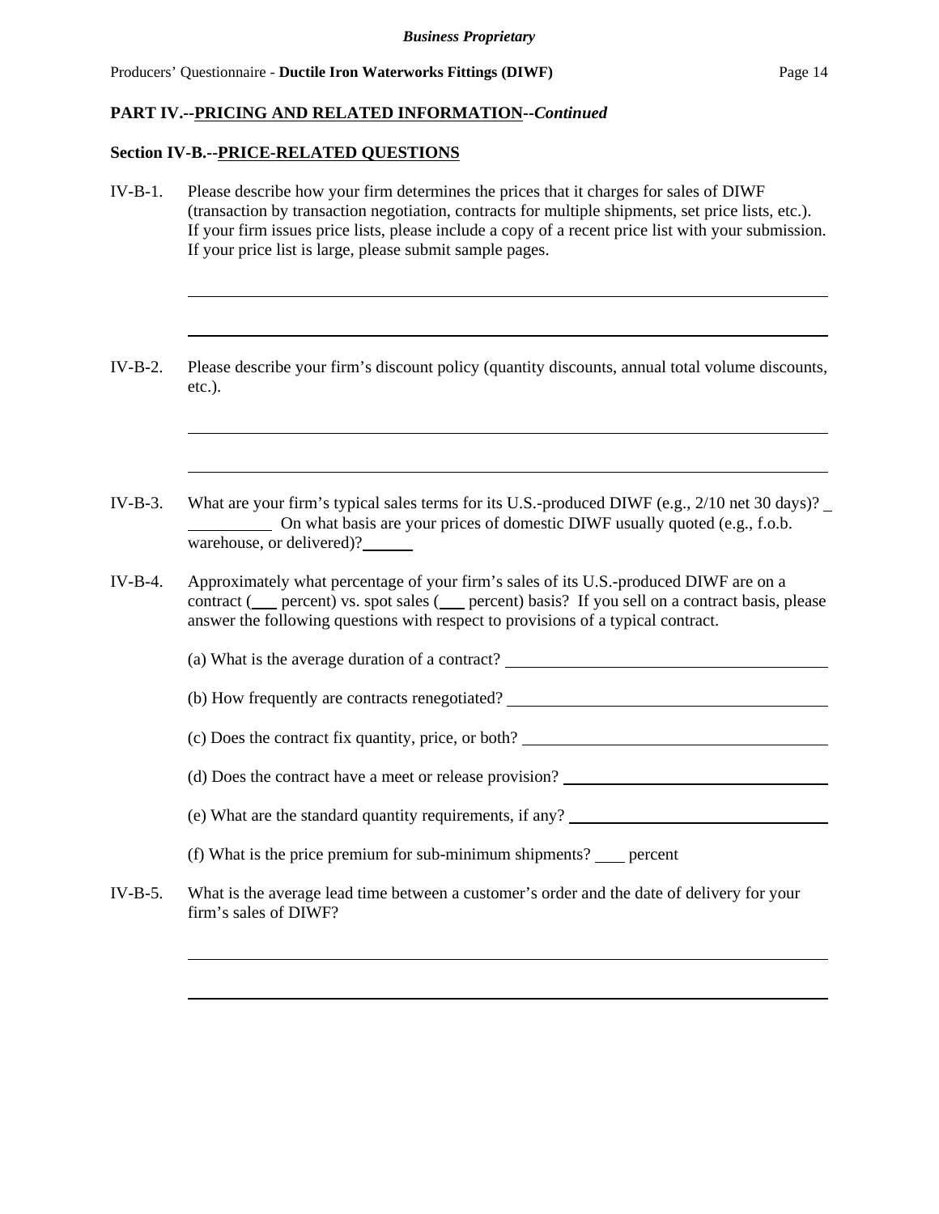**PART IV.--PRICING AND RELATED INFORMATION--*Continued***

**Section IV-B.--PRICE-RELATED QUESTIONS**

IV-B-1. Please describe how your firm determines the prices that it charges for sales of DIWF (transaction by transaction negotiation, contracts for multiple shipments, set price lists, etc.). If your firm issues price lists, please include a copy of a recent price list with your submission. If your price list is large, please submit sample pages.

\_\_\_\_\_\_\_\_\_\_\_\_\_\_\_\_\_\_\_\_\_\_\_\_\_\_\_\_\_\_\_\_\_\_\_\_\_\_\_\_\_\_\_\_\_\_\_\_\_\_\_\_\_\_\_\_\_\_\_\_

\_\_\_\_\_\_\_\_\_\_\_\_\_\_\_\_\_\_\_\_\_\_\_\_\_\_\_\_\_\_\_\_\_\_\_\_\_\_\_\_\_\_\_\_\_\_\_\_\_\_\_\_\_\_\_\_\_\_\_\_

IV-B-2. Please describe your firm's discount policy (quantity discounts, annual total volume discounts, etc.).

\_\_\_\_\_\_\_\_\_\_\_\_\_\_\_\_\_\_\_\_\_\_\_\_\_\_\_\_\_\_\_\_\_\_\_\_\_\_\_\_\_\_\_\_\_\_\_\_\_\_\_\_\_\_\_\_\_\_\_\_

\_\_\_\_\_\_\_\_\_\_\_\_\_\_\_\_\_\_\_\_\_\_\_\_\_\_\_\_\_\_\_\_\_\_\_\_\_\_\_\_\_\_\_\_\_\_\_\_\_\_\_\_\_\_\_\_\_\_\_\_

IV-B-3. What are your firm's typical sales terms for its U.S.-produced DIWF (e.g., 2/10 net 30 days)? \_\_\_\_\_\_\_\_\_\_ On what basis are your prices of domestic DIWF usually quoted (e.g., f.o.b. warehouse, or delivered)? \_\_\_\_\_\_

IV-B-4. Approximately what percentage of your firm's sales of its U.S.-produced DIWF are on a contract (\_\_\_ percent) vs. spot sales (\_\_\_ percent) basis? If you sell on a contract basis, please answer the following questions with respect to provisions of a typical contract.

(a) What is the average duration of a contract? \_\_\_\_\_\_\_\_\_\_\_\_\_\_\_\_\_\_\_\_

(b) How frequently are contracts renegotiated? \_\_\_\_\_\_\_\_\_\_\_\_\_\_\_\_\_\_\_\_

(c) Does the contract fix quantity, price, or both? \_\_\_\_\_\_\_\_\_\_\_\_\_\_\_\_\_\_\_\_

(d) Does the contract have a meet or release provision? \_\_\_\_\_\_\_\_\_\_\_\_\_\_\_\_\_\_\_\_

(e) What are the standard quantity requirements, if any? \_\_\_\_\_\_\_\_\_\_\_\_\_\_\_\_\_\_\_\_

(f) What is the price premium for sub-minimum shipments? \_\_\_\_ percent

IV-B-5. What is the average lead time between a customer's order and the date of delivery for your firm's sales of DIWF?

\_\_\_\_\_\_\_\_\_\_\_\_\_\_\_\_\_\_\_\_\_\_\_\_\_\_\_\_\_\_\_\_\_\_\_\_\_\_\_\_\_\_\_\_\_\_\_\_\_\_\_\_\_\_\_\_\_\_\_\_

\_\_\_\_\_\_\_\_\_\_\_\_\_\_\_\_\_\_\_\_\_\_\_\_\_\_\_\_\_\_\_\_\_\_\_\_\_\_\_\_\_\_\_\_\_\_\_\_\_\_\_\_\_\_\_\_\_\_\_\_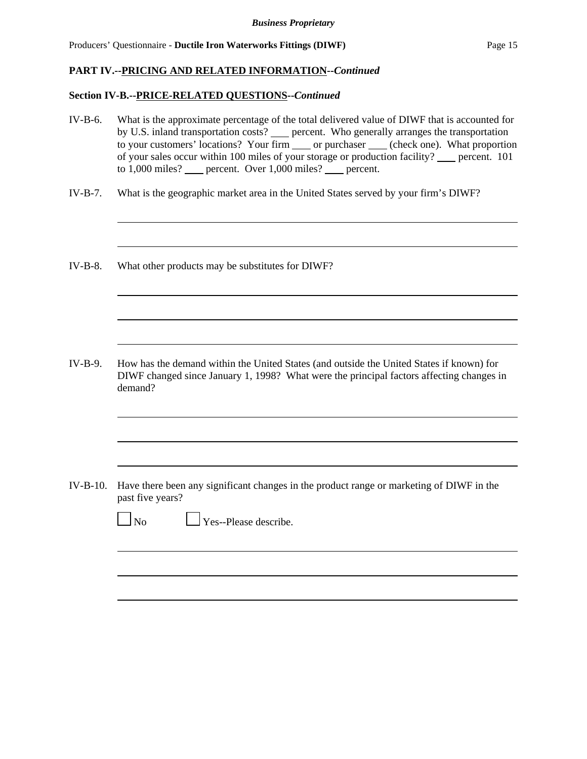**PART IV.--PRICING AND RELATED INFORMATION--*Continued***

**Section IV-B.--PRICE-RELATED QUESTIONS--*Continued***

IV-B-6. What is the approximate percentage of the total delivered value of DIWF that is accounted for by U.S. inland transportation costs? ____ percent. Who generally arranges the transportation to your customers' locations? Your firm ____ or purchaser ____ (check one). What proportion of your sales occur within 100 miles of your storage or production facility? ____ percent. 101 to 1,000 miles? ____ percent. Over 1,000 miles? ____ percent.

IV-B-7. What is the geographic market area in the United States served by your firm's DIWF?

______________________________________________________________________

______________________________________________________________________

IV-B-8. What other products may be substitutes for DIWF?

______________________________________________________________________

______________________________________________________________________

______________________________________________________________________

IV-B-9. How has the demand within the United States (and outside the United States if known) for DIWF changed since January 1, 1998? What were the principal factors affecting changes in demand?

______________________________________________________________________

______________________________________________________________________

______________________________________________________________________

IV-B-10. Have there been any significant changes in the product range or marketing of DIWF in the past five years?

☐ No ☐ Yes--Please describe.

______________________________________________________________________

______________________________________________________________________

______________________________________________________________________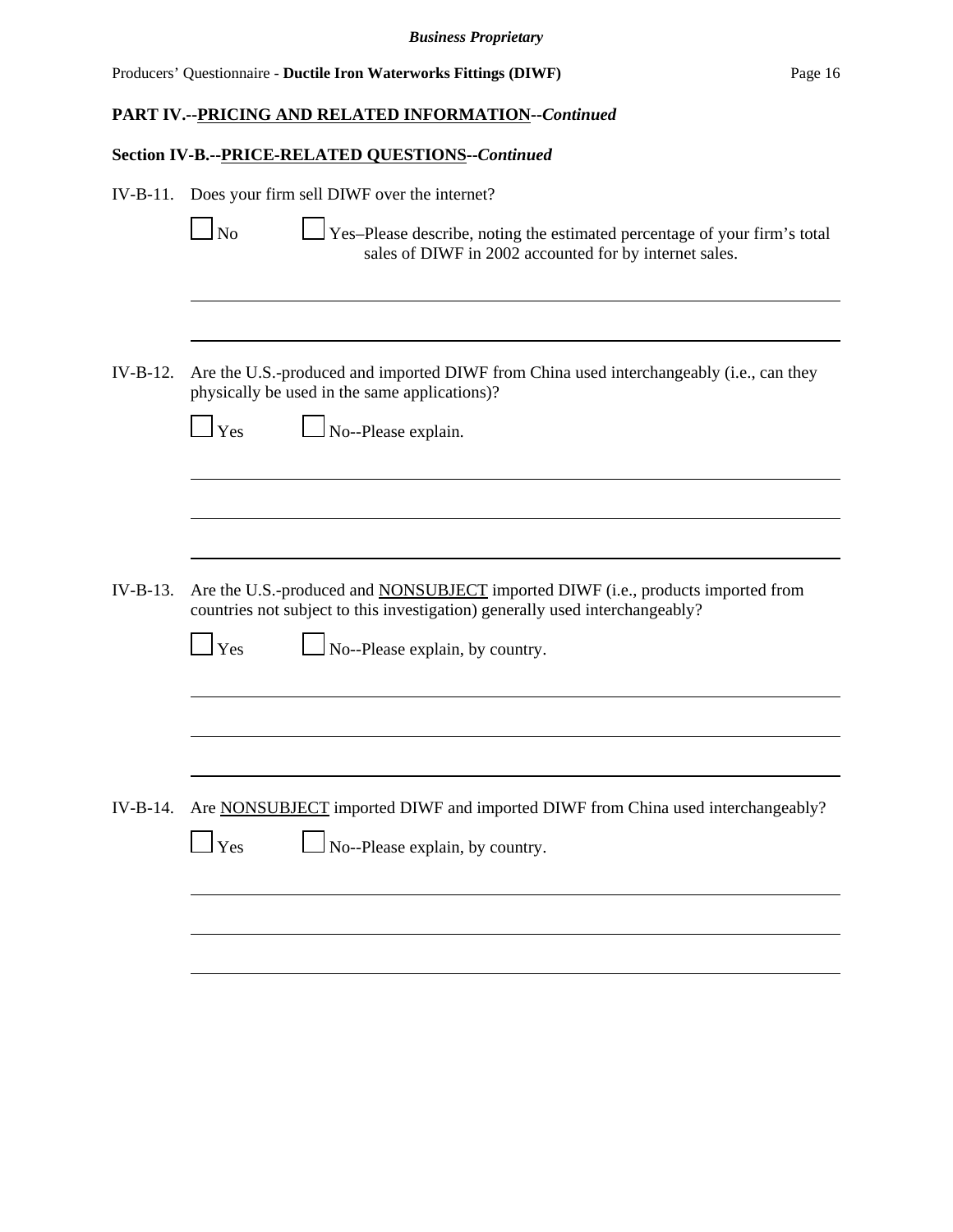## PART IV.--PRICING AND RELATED INFORMATION--*Continued*

### Section IV-B.--PRICE-RELATED QUESTIONS--*Continued*

IV-B-11. Does your firm sell DIWF over the internet?

☐ No ☐ Yes–Please describe, noting the estimated percentage of your firm's total sales of DIWF in 2002 accounted for by internet sales.

IV-B-12. Are the U.S.-produced and imported DIWF from China used interchangeably (i.e., can they physically be used in the same applications)?

☐ Yes ☐ No--Please explain.

IV-B-13. Are the U.S.-produced and NONSUBJECT imported DIWF (i.e., products imported from countries not subject to this investigation) generally used interchangeably?

☐ Yes ☐ No--Please explain, by country.

IV-B-14. Are NONSUBJECT imported DIWF and imported DIWF from China used interchangeably?

☐ Yes ☐ No--Please explain, by country.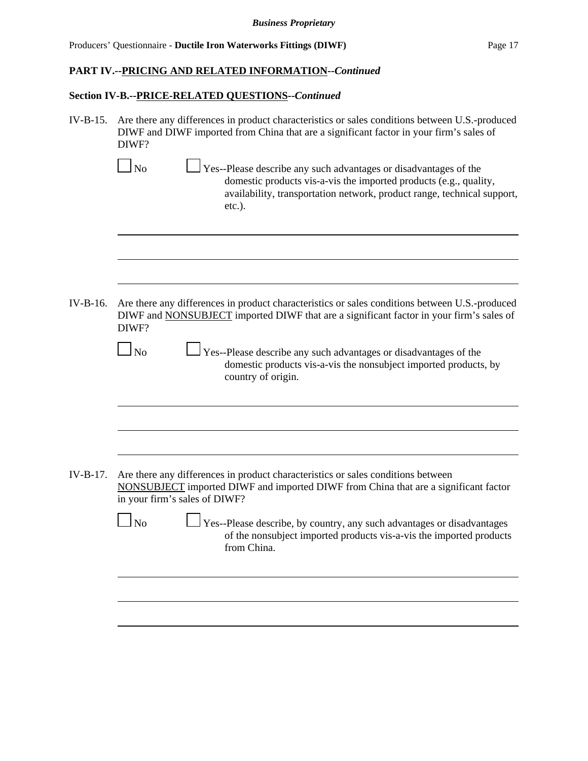## PART IV.--PRICING AND RELATED INFORMATION--*Continued*

### Section IV-B.--PRICE-RELATED QUESTIONS--*Continued*

IV-B-15. Are there any differences in product characteristics or sales conditions between U.S.-produced DIWF and DIWF imported from China that are a significant factor in your firm's sales of DIWF?

☐ No ☐ Yes--Please describe any such advantages or disadvantages of the domestic products vis-a-vis the imported products (e.g., quality, availability, transportation network, product range, technical support, etc.).

_______________________________________________

_______________________________________________

_______________________________________________

IV-B-16. Are there any differences in product characteristics or sales conditions between U.S.-produced DIWF and NONSUBJECT imported DIWF that are a significant factor in your firm's sales of DIWF?

☐ No ☐ Yes--Please describe any such advantages or disadvantages of the domestic products vis-a-vis the nonsubject imported products, by country of origin.

_______________________________________________

_______________________________________________

_______________________________________________

IV-B-17. Are there any differences in product characteristics or sales conditions between NONSUBJECT imported DIWF and imported DIWF from China that are a significant factor in your firm's sales of DIWF?

☐ No ☐ Yes--Please describe, by country, any such advantages or disadvantages of the nonsubject imported products vis-a-vis the imported products from China.

_______________________________________________

_______________________________________________

_______________________________________________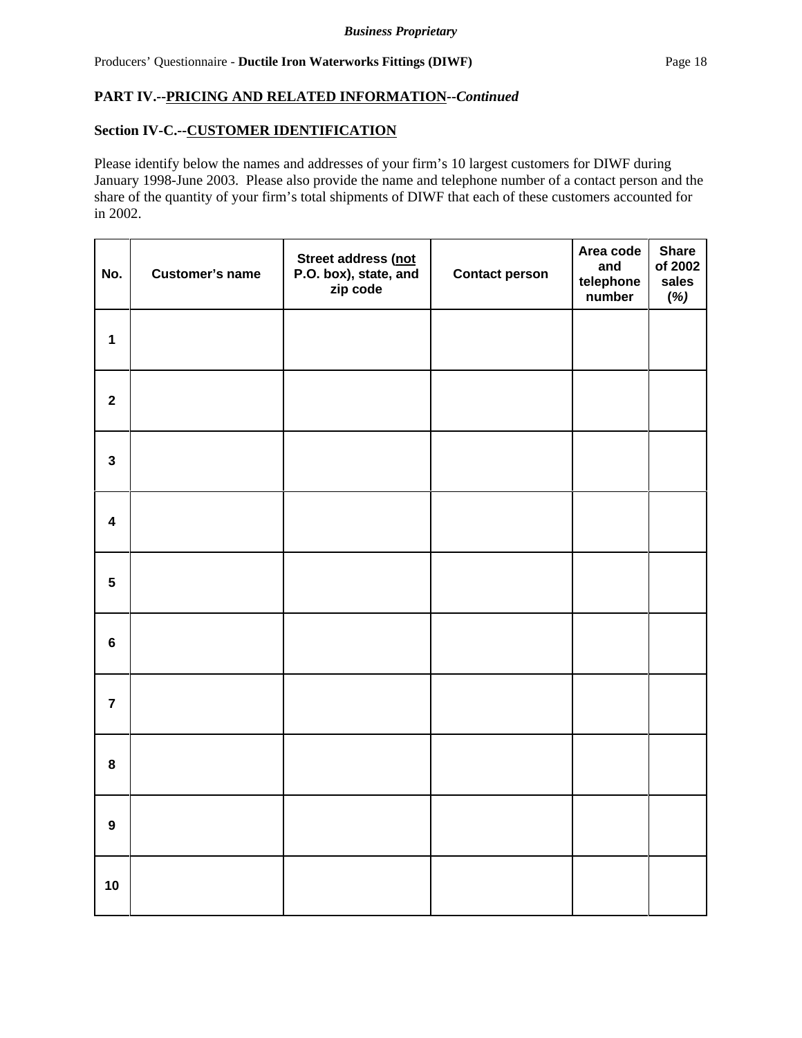**PART IV.--PRICING AND RELATED INFORMATION--*Continued***

**Section IV-C.--CUSTOMER IDENTIFICATION**

Please identify below the names and addresses of your firm's 10 largest customers for DIWF during January 1998-June 2003. Please also provide the name and telephone number of a contact person and the share of the quantity of your firm's total shipments of DIWF that each of these customers accounted for in 2002.

| No. | Customer's name | Street address (not P.O. box), state, and zip code | Contact person | Area code and telephone number | Share of 2002 sales *(%)* |
|---|---|---|---|---|---|
| 1 | | | | | |
| 2 | | | | | |
| 3 | | | | | |
| 4 | | | | | |
| 5 | | | | | |
| 6 | | | | | |
| 7 | | | | | |
| 8 | | | | | |
| 9 | | | | | |
| 10 | | | | | |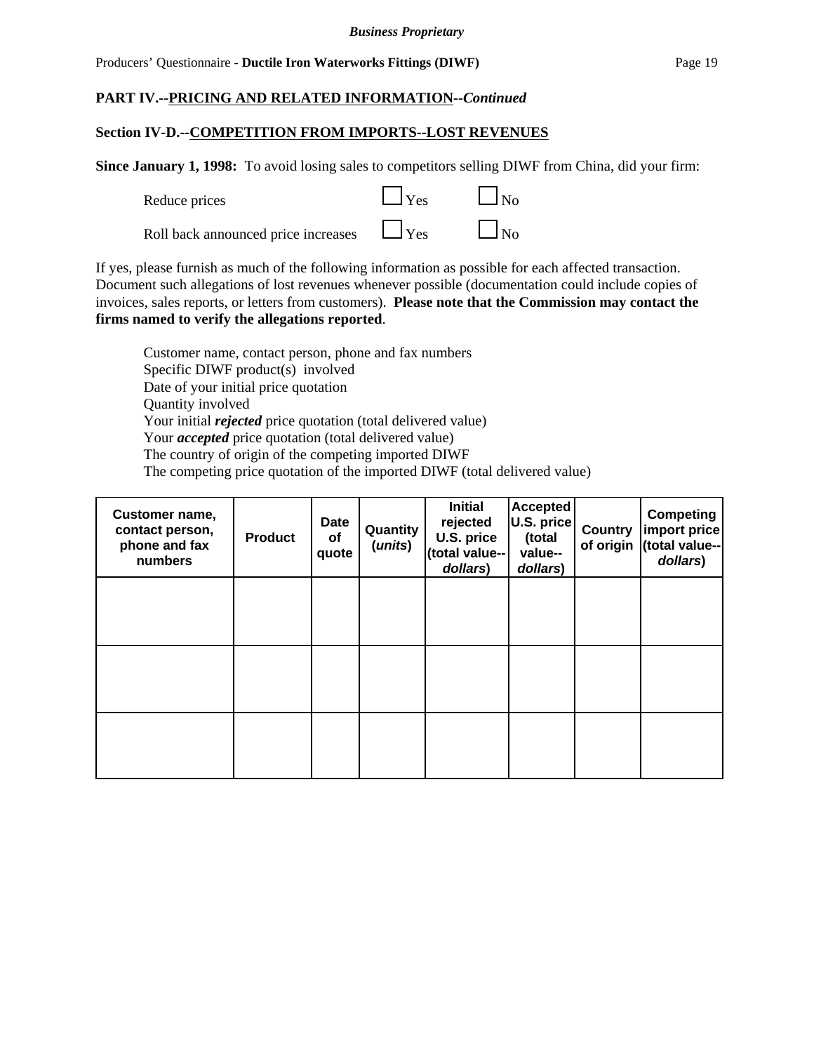## PART IV.--PRICING AND RELATED INFORMATION--*Continued*

### Section IV-D.--COMPETITION FROM IMPORTS--LOST REVENUES

**Since January 1, 1998:** To avoid losing sales to competitors selling DIWF from China, did your firm:

Reduce prices ☐ Yes ☐ No

Roll back announced price increases ☐ Yes ☐ No

If yes, please furnish as much of the following information as possible for each affected transaction. Document such allegations of lost revenues whenever possible (documentation could include copies of invoices, sales reports, or letters from customers). **Please note that the Commission may contact the firms named to verify the allegations reported**.

Customer name, contact person, phone and fax numbers
Specific DIWF product(s) involved
Date of your initial price quotation
Quantity involved
Your initial ***rejected*** price quotation (total delivered value)
Your ***accepted*** price quotation (total delivered value)
The country of origin of the competing imported DIWF
The competing price quotation of the imported DIWF (total delivered value)

| Customer name, contact person, phone and fax numbers | Product | Date of quote | Quantity (*units*) | Initial rejected U.S. price (total value--*dollars*) | Accepted U.S. price (total value--*dollars*) | Country of origin | Competing import price (total value--*dollars*) |
|---|---|---|---|---|---|---|---|
| | | | | | | | |
| | | | | | | | |
| | | | | | | | |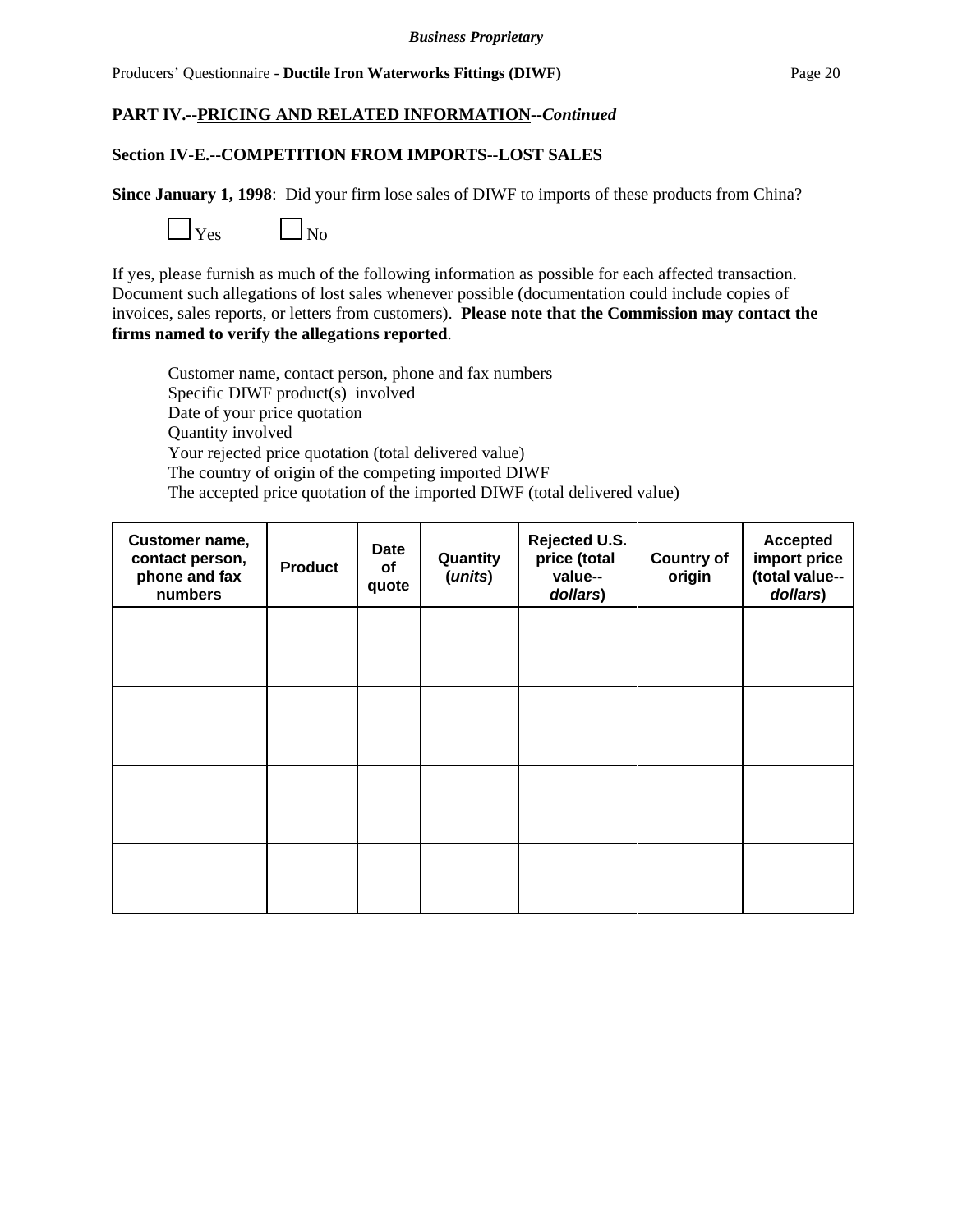**PART IV.--PRICING AND RELATED INFORMATION--*Continued***

**Section IV-E.--COMPETITION FROM IMPORTS--LOST SALES**

**Since January 1, 1998**: Did your firm lose sales of DIWF to imports of these products from China?

☐ Yes ☐ No

If yes, please furnish as much of the following information as possible for each affected transaction. Document such allegations of lost sales whenever possible (documentation could include copies of invoices, sales reports, or letters from customers). **Please note that the Commission may contact the firms named to verify the allegations reported**.

Customer name, contact person, phone and fax numbers
Specific DIWF product(s) involved
Date of your price quotation
Quantity involved
Your rejected price quotation (total delivered value)
The country of origin of the competing imported DIWF
The accepted price quotation of the imported DIWF (total delivered value)

| Customer name, contact person, phone and fax numbers | Product | Date of quote | Quantity (*units*) | Rejected U.S. price (total value--*dollars*) | Country of origin | Accepted import price (total value--*dollars*) |
|---|---|---|---|---|---|---|
| | | | | | | |
| | | | | | | |
| | | | | | | |
| | | | | | | |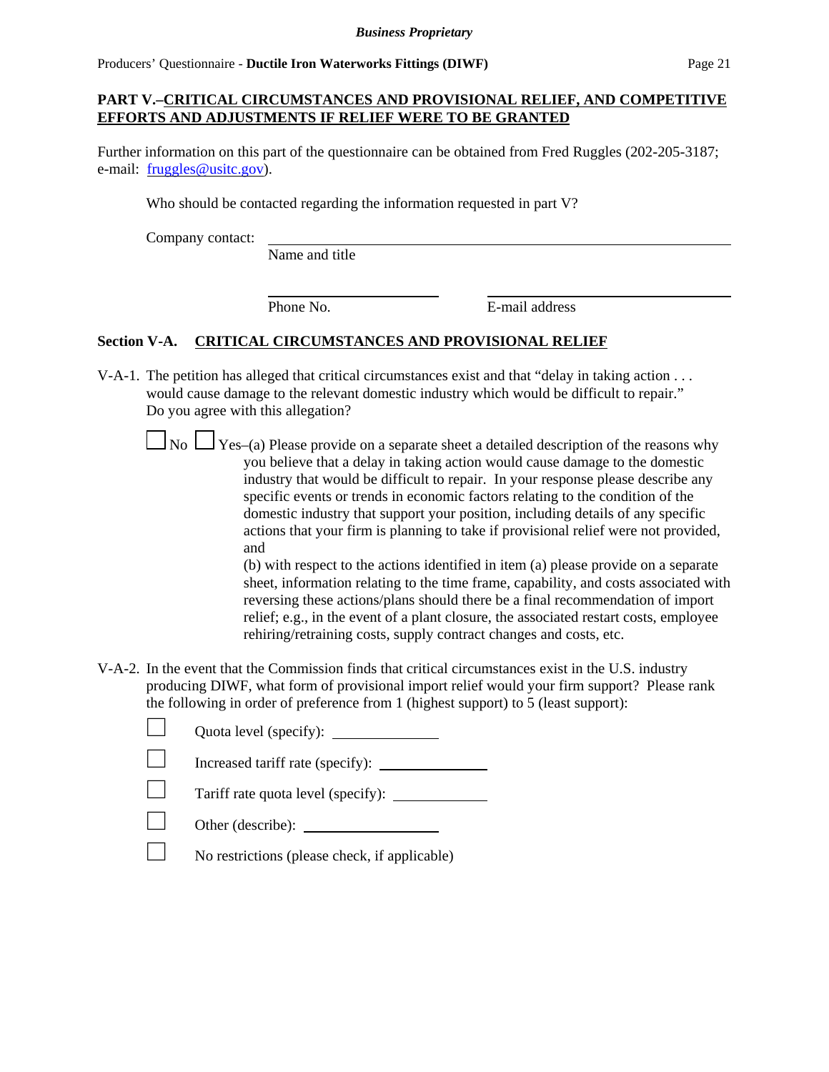## PART V.–CRITICAL CIRCUMSTANCES AND PROVISIONAL RELIEF, AND COMPETITIVE EFFORTS AND ADJUSTMENTS IF RELIEF WERE TO BE GRANTED

Further information on this part of the questionnaire can be obtained from Fred Ruggles (202-205-3187; e-mail: fruggles@usitc.gov).

Who should be contacted regarding the information requested in part V?

Company contact: ______________________________________________
Name and title

______________________ ______________________________
Phone No. E-mail address

### Section V-A. CRITICAL CIRCUMSTANCES AND PROVISIONAL RELIEF

V-A-1. The petition has alleged that critical circumstances exist and that "delay in taking action . . . would cause damage to the relevant domestic industry which would be difficult to repair." Do you agree with this allegation?

☐ No ☐ Yes–(a) Please provide on a separate sheet a detailed description of the reasons why you believe that a delay in taking action would cause damage to the domestic industry that would be difficult to repair. In your response please describe any specific events or trends in economic factors relating to the condition of the domestic industry that support your position, including details of any specific actions that your firm is planning to take if provisional relief were not provided, and

(b) with respect to the actions identified in item (a) please provide on a separate sheet, information relating to the time frame, capability, and costs associated with reversing these actions/plans should there be a final recommendation of import relief; e.g., in the event of a plant closure, the associated restart costs, employee rehiring/retraining costs, supply contract changes and costs, etc.

V-A-2. In the event that the Commission finds that critical circumstances exist in the U.S. industry producing DIWF, what form of provisional import relief would your firm support? Please rank the following in order of preference from 1 (highest support) to 5 (least support):

☐ Quota level (specify): ____________

☐ Increased tariff rate (specify): ____________

☐ Tariff rate quota level (specify): ____________

☐ Other (describe): ____________

☐ No restrictions (please check, if applicable)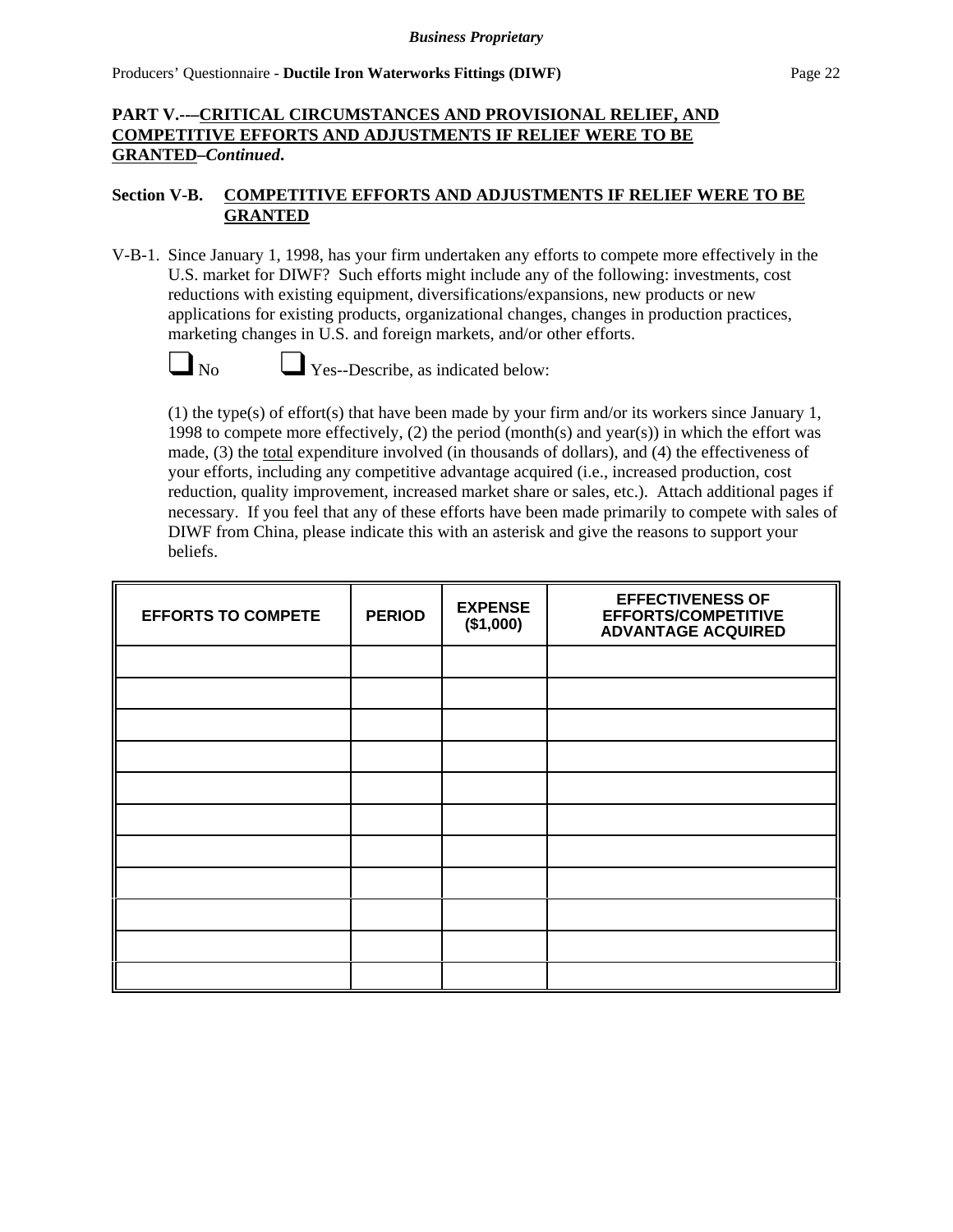**PART V.-—CRITICAL CIRCUMSTANCES AND PROVISIONAL RELIEF, AND COMPETITIVE EFFORTS AND ADJUSTMENTS IF RELIEF WERE TO BE GRANTED–*Continued*.**

**Section V-B. COMPETITIVE EFFORTS AND ADJUSTMENTS IF RELIEF WERE TO BE GRANTED**

V-B-1. Since January 1, 1998, has your firm undertaken any efforts to compete more effectively in the U.S. market for DIWF? Such efforts might include any of the following: investments, cost reductions with existing equipment, diversifications/expansions, new products or new applications for existing products, organizational changes, changes in production practices, marketing changes in U.S. and foreign markets, and/or other efforts.

❑ No ❑ Yes--Describe, as indicated below:

(1) the type(s) of effort(s) that have been made by your firm and/or its workers since January 1, 1998 to compete more effectively, (2) the period (month(s) and year(s)) in which the effort was made, (3) the total expenditure involved (in thousands of dollars), and (4) the effectiveness of your efforts, including any competitive advantage acquired (i.e., increased production, cost reduction, quality improvement, increased market share or sales, etc.). Attach additional pages if necessary. If you feel that any of these efforts have been made primarily to compete with sales of DIWF from China, please indicate this with an asterisk and give the reasons to support your beliefs.

| EFFORTS TO COMPETE | PERIOD | EXPENSE ($1,000) | EFFECTIVENESS OF EFFORTS/COMPETITIVE ADVANTAGE ACQUIRED |
|---|---|---|---|
| | | | |
| | | | |
| | | | |
| | | | |
| | | | |
| | | | |
| | | | |
| | | | |
| | | | |
| | | | |
| | | | |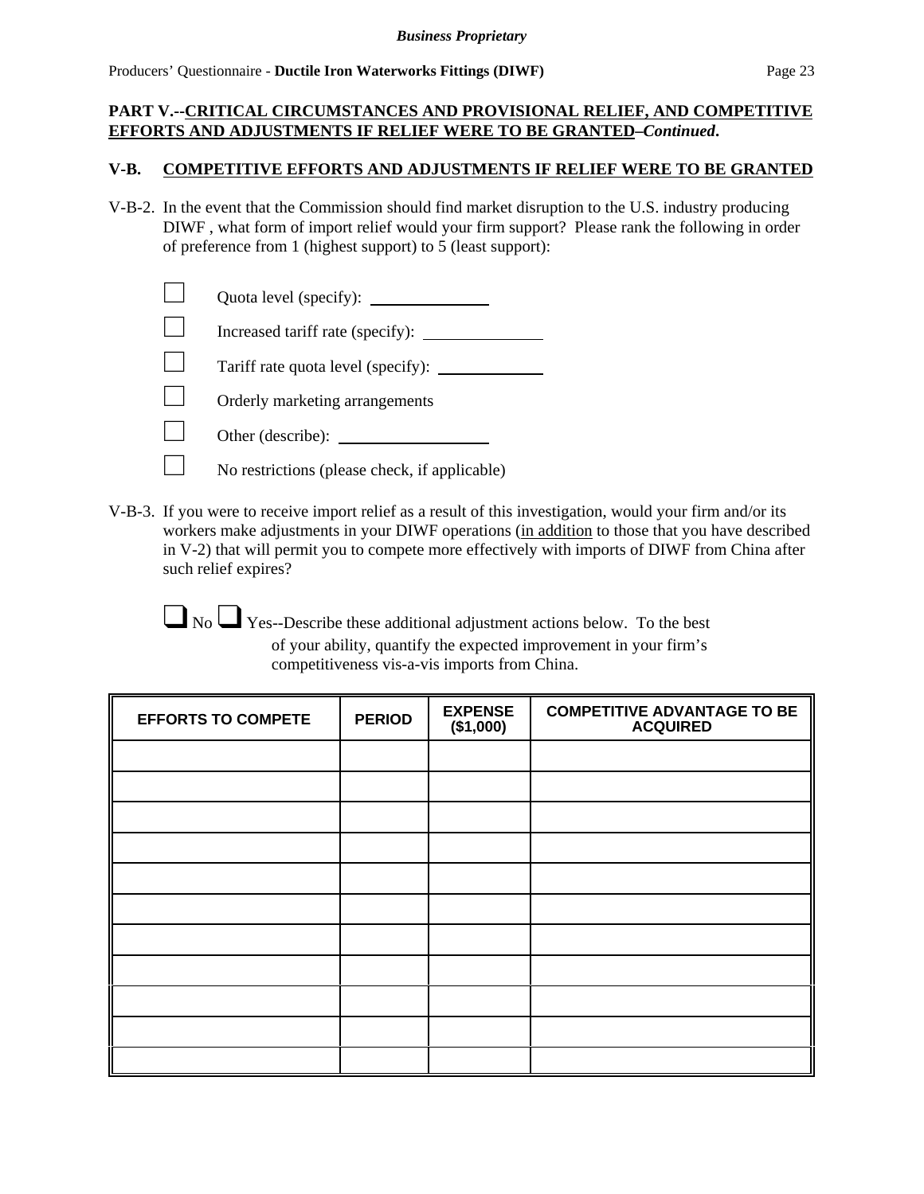## PART V.--CRITICAL CIRCUMSTANCES AND PROVISIONAL RELIEF, AND COMPETITIVE EFFORTS AND ADJUSTMENTS IF RELIEF WERE TO BE GRANTED–*Continued*.

### V-B. COMPETITIVE EFFORTS AND ADJUSTMENTS IF RELIEF WERE TO BE GRANTED

V-B-2. In the event that the Commission should find market disruption to the U.S. industry producing DIWF , what form of import relief would your firm support? Please rank the following in order of preference from 1 (highest support) to 5 (least support):

- ☐ Quota level (specify): ______________
- ☐ Increased tariff rate (specify): ______________
- ☐ Tariff rate quota level (specify): ____________
- ☐ Orderly marketing arrangements
- ☐ Other (describe): __________________
- ☐ No restrictions (please check, if applicable)

V-B-3. If you were to receive import relief as a result of this investigation, would your firm and/or its workers make adjustments in your DIWF operations (in addition to those that you have described in V-2) that will permit you to compete more effectively with imports of DIWF from China after such relief expires?

☐ No ☐ Yes--Describe these additional adjustment actions below. To the best of your ability, quantify the expected improvement in your firm's competitiveness vis-a-vis imports from China.

| EFFORTS TO COMPETE | PERIOD | EXPENSE ($1,000) | COMPETITIVE ADVANTAGE TO BE ACQUIRED |
|---|---|---|---|
| | | | |
| | | | |
| | | | |
| | | | |
| | | | |
| | | | |
| | | | |
| | | | |
| | | | |
| | | | |
| | | | |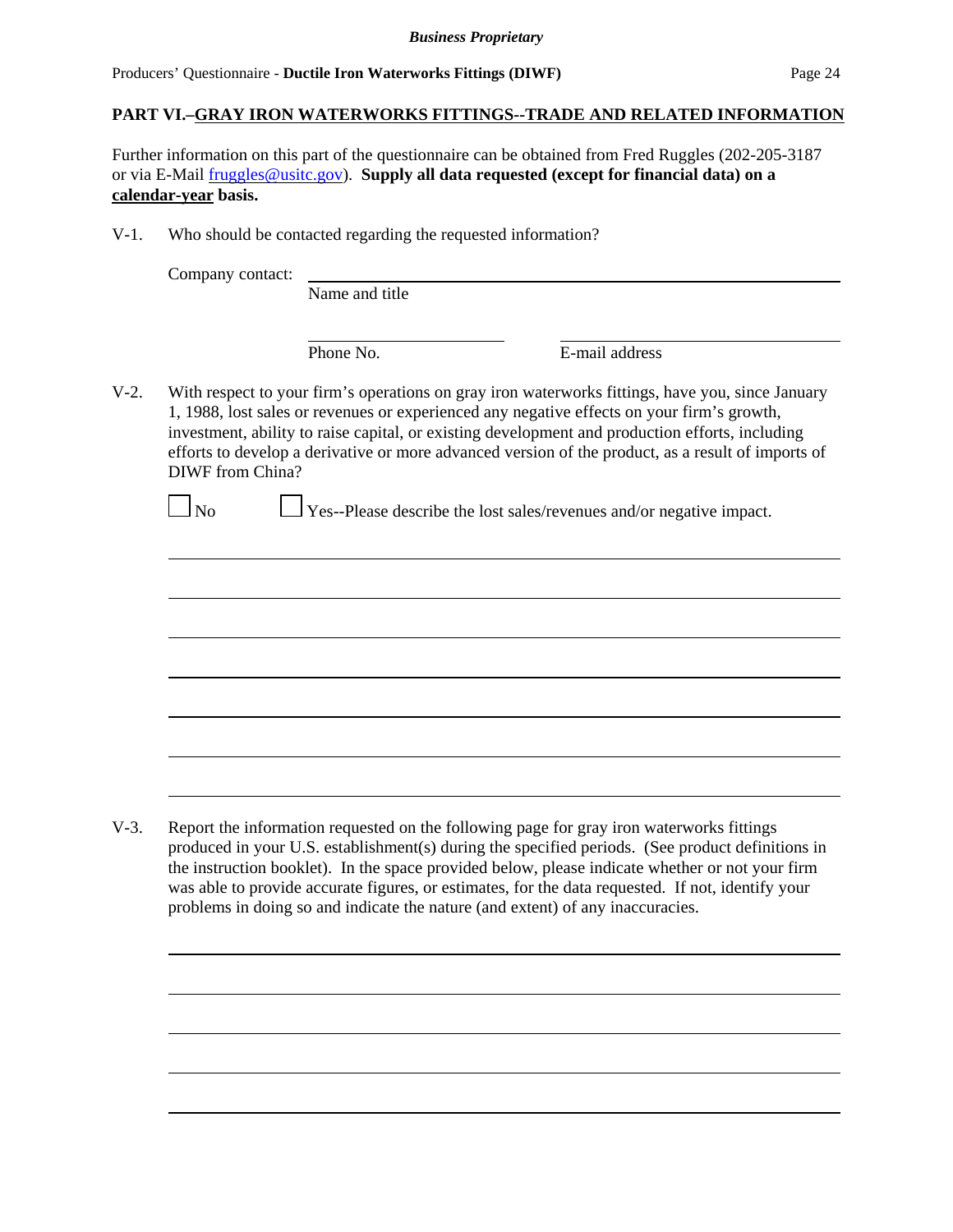## PART VI.–GRAY IRON WATERWORKS FITTINGS--TRADE AND RELATED INFORMATION

Further information on this part of the questionnaire can be obtained from Fred Ruggles (202-205-3187 or via E-Mail fruggles@usitc.gov). **Supply all data requested (except for financial data) on a calendar-year basis.**

V-1. Who should be contacted regarding the requested information?

Company contact: ______________________________________________
Name and title

______________________ ______________________
Phone No. E-mail address

V-2. With respect to your firm's operations on gray iron waterworks fittings, have you, since January 1, 1988, lost sales or revenues or experienced any negative effects on your firm's growth, investment, ability to raise capital, or existing development and production efforts, including efforts to develop a derivative or more advanced version of the product, as a result of imports of DIWF from China?

☐ No ☐ Yes--Please describe the lost sales/revenues and/or negative impact.

______________________________________________

______________________________________________

______________________________________________

______________________________________________

______________________________________________

______________________________________________

______________________________________________

V-3. Report the information requested on the following page for gray iron waterworks fittings produced in your U.S. establishment(s) during the specified periods. (See product definitions in the instruction booklet). In the space provided below, please indicate whether or not your firm was able to provide accurate figures, or estimates, for the data requested. If not, identify your problems in doing so and indicate the nature (and extent) of any inaccuracies.

______________________________________________

______________________________________________

______________________________________________

______________________________________________

______________________________________________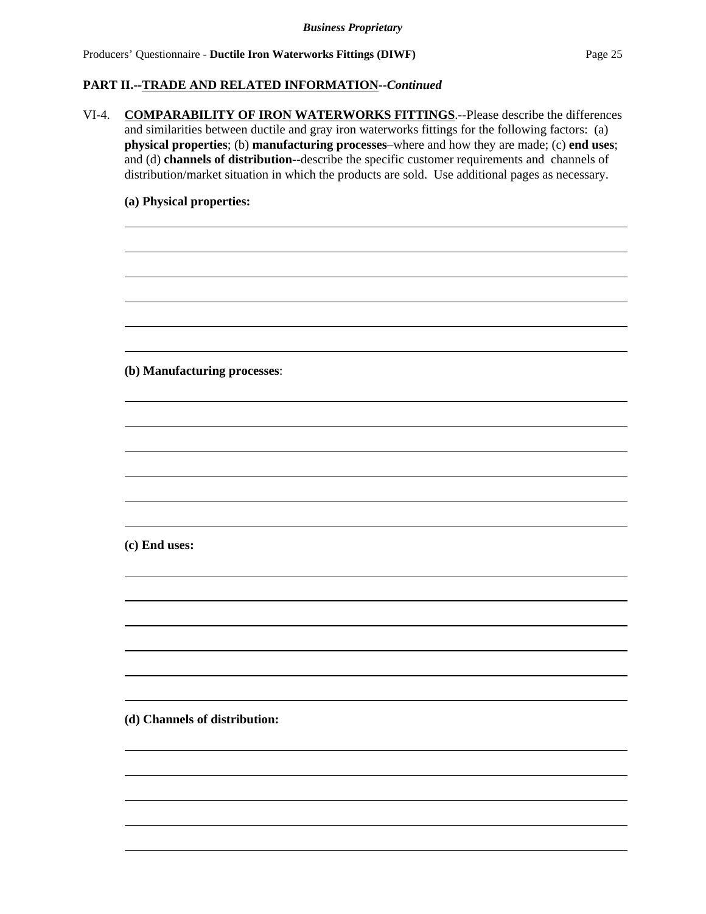## PART II.--TRADE AND RELATED INFORMATION--*Continued*

VI-4. **COMPARABILITY OF IRON WATERWORKS FITTINGS**.--Please describe the differences and similarities between ductile and gray iron waterworks fittings for the following factors: (a) **physical properties**; (b) **manufacturing processes**–where and how they are made; (c) **end uses**; and (d) **channels of distribution**--describe the specific customer requirements and channels of distribution/market situation in which the products are sold. Use additional pages as necessary.

**(a) Physical properties:**

______________________________________________________________________

______________________________________________________________________

______________________________________________________________________

______________________________________________________________________

______________________________________________________________________

______________________________________________________________________

**(b) Manufacturing processes**:

______________________________________________________________________

______________________________________________________________________

______________________________________________________________________

______________________________________________________________________

______________________________________________________________________

______________________________________________________________________

**(c) End uses:**

______________________________________________________________________

______________________________________________________________________

______________________________________________________________________

______________________________________________________________________

______________________________________________________________________

______________________________________________________________________

**(d) Channels of distribution:**

______________________________________________________________________

______________________________________________________________________

______________________________________________________________________

______________________________________________________________________

______________________________________________________________________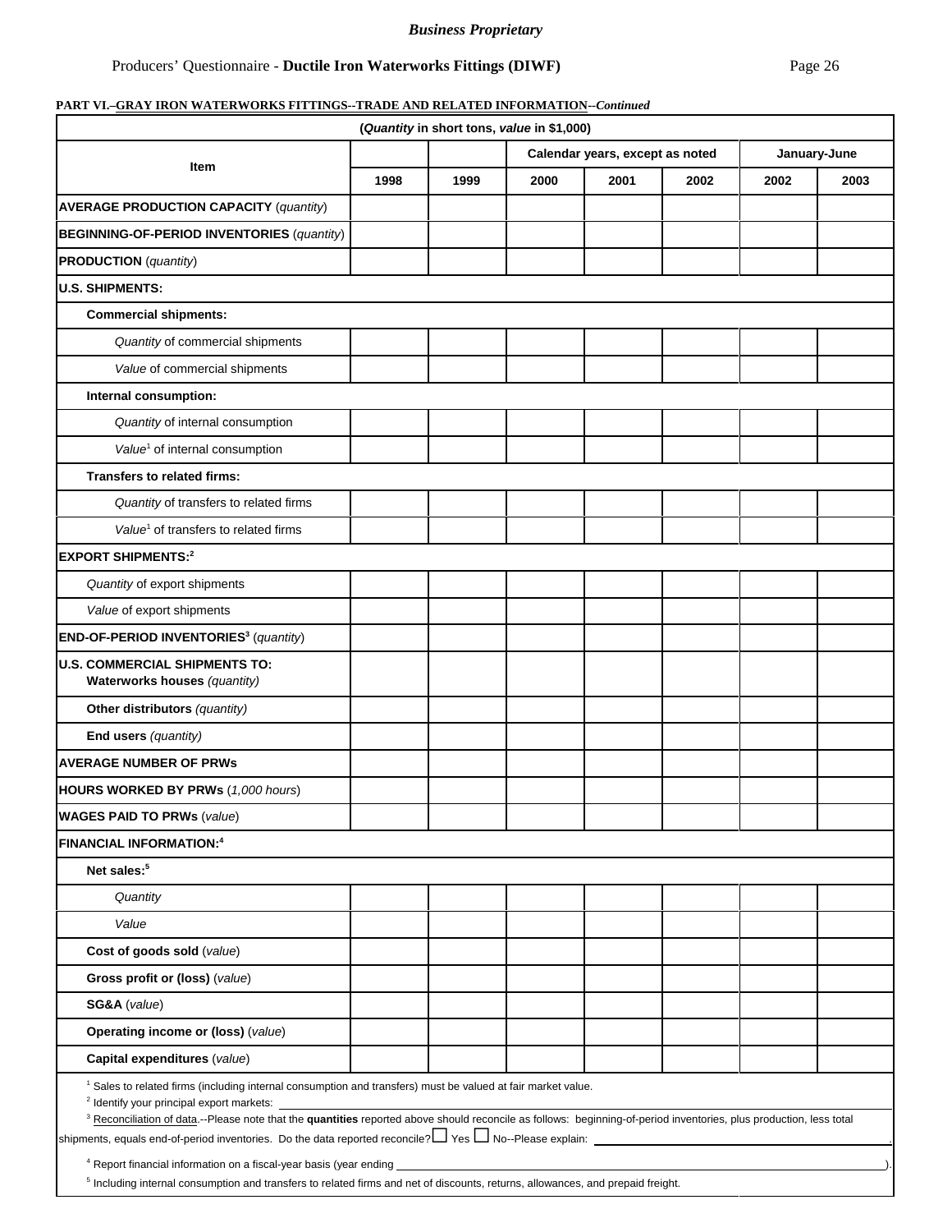**Business Proprietary**

Producers' Questionnaire - **Ductile Iron Waterworks Fittings (DIWF)**

**PART VI.–GRAY IRON WATERWORKS FITTINGS--TRADE AND RELATED INFORMATION**--*Continued*

(*Quantity* in short tons, *value* in $1,000)

| Item | | | Calendar years, except as noted | | | January-June | |
|---|---|---|---|---|---|---|---|
| | 1998 | 1999 | 2000 | 2001 | 2002 | 2002 | 2003 |
| **AVERAGE PRODUCTION CAPACITY** (*quantity*) | | | | | | | |
| **BEGINNING-OF-PERIOD INVENTORIES** (*quantity*) | | | | | | | |
| **PRODUCTION** (*quantity*) | | | | | | | |
| **U.S. SHIPMENTS:** | | | | | | | |
| **Commercial shipments:** | | | | | | | |
| *Quantity* of commercial shipments | | | | | | | |
| *Value* of commercial shipments | | | | | | | |
| **Internal consumption:** | | | | | | | |
| *Quantity* of internal consumption | | | | | | | |
| *Value*[1] of internal consumption | | | | | | | |
| **Transfers to related firms:** | | | | | | | |
| *Quantity* of transfers to related firms | | | | | | | |
| *Value*[1] of transfers to related firms | | | | | | | |
| **EXPORT SHIPMENTS:**[2] | | | | | | | |
| *Quantity* of export shipments | | | | | | | |
| *Value* of export shipments | | | | | | | |
| **END-OF-PERIOD INVENTORIES**[3] (*quantity*) | | | | | | | |
| **U.S. COMMERCIAL SHIPMENTS TO:** **Waterworks houses** *(quantity)* | | | | | | | |
| **Other distributors** *(quantity)* | | | | | | | |
| **End users** *(quantity)* | | | | | | | |
| **AVERAGE NUMBER OF PRWs** | | | | | | | |
| **HOURS WORKED BY PRWs** (*1,000 hours*) | | | | | | | |
| **WAGES PAID TO PRWs** (*value*) | | | | | | | |
| **FINANCIAL INFORMATION:**[4] | | | | | | | |
| **Net sales:**[5] | | | | | | | |
| *Quantity* | | | | | | | |
| *Value* | | | | | | | |
| **Cost of goods sold** (*value*) | | | | | | | |
| **Gross profit or (loss)** (*value*) | | | | | | | |
| **SG&A** (*value*) | | | | | | | |
| **Operating income or (loss)** (*value*) | | | | | | | |
| **Capital expenditures** (*value*) | | | | | | | |

[1] Sales to related firms (including internal consumption and transfers) must be valued at fair market value.

[2] Identify your principal export markets: ______________________________

[3] Reconciliation of data.--Please note that the **quantities** reported above should reconcile as follows: beginning-of-period inventories, plus production, less total shipments, equals end-of-period inventories. Do the data reported reconcile? ☐ Yes ☐ No--Please explain: ______________________________.

[4] Report financial information on a fiscal-year basis (year ending ______________________________).

[5] Including internal consumption and transfers to related firms and net of discounts, returns, allowances, and prepaid freight.